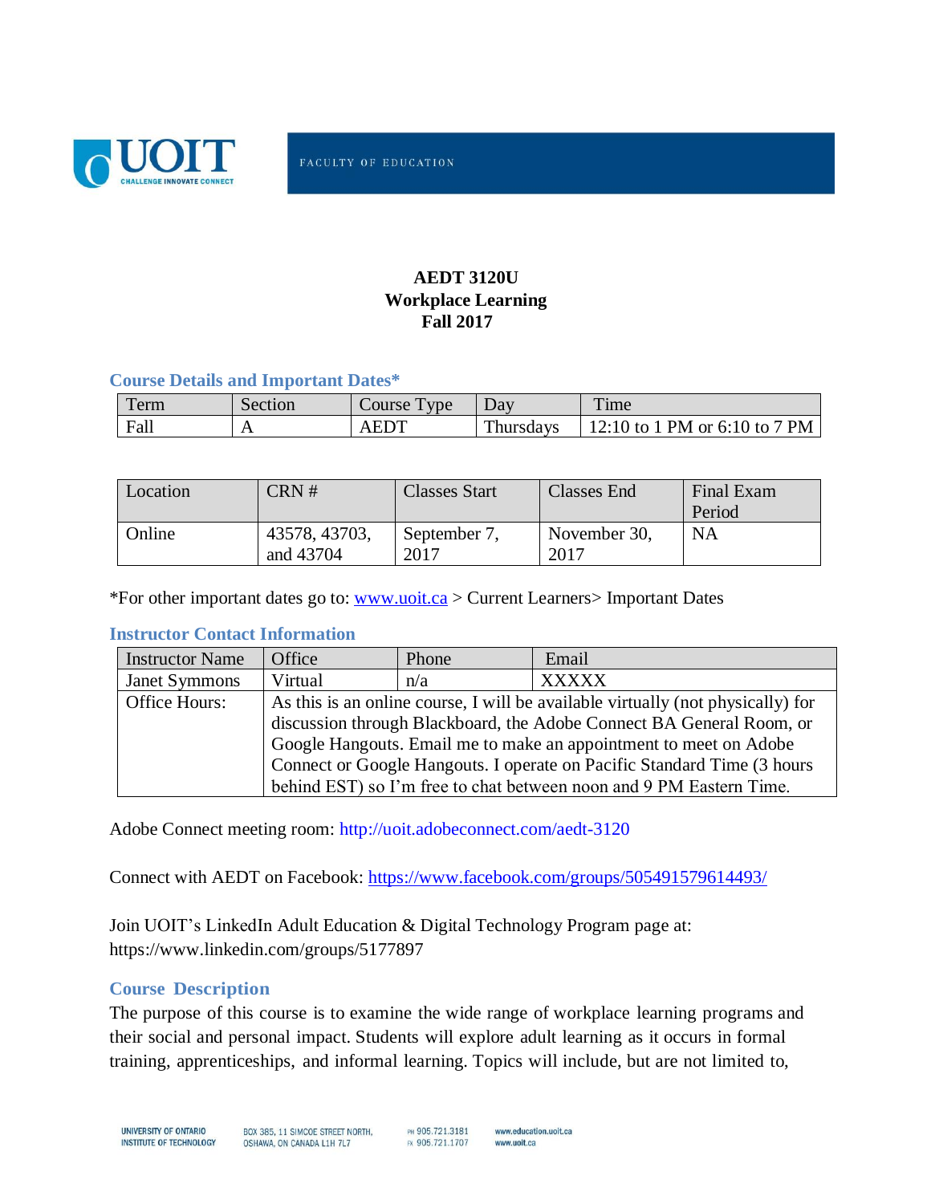FACULTY OF EDUCATION

# AEDT 3120U
# Workplace Learning
# Fall 2017

## Course Details and Important Dates*

| Term | Section | Course Type | Day | Time |
|---|---|---|---|---|
| Fall | A | AEDT | Thursdays | 12:10 to 1 PM or 6:10 to 7 PM |

| Location | CRN # | Classes Start | Classes End | Final Exam Period |
|---|---|---|---|---|
| Online | 43578, 43703, and 43704 | September 7, 2017 | November 30, 2017 | NA |

*For other important dates go to: www.uoit.ca > Current Learners> Important Dates

## Instructor Contact Information

| Instructor Name | Office | Phone | Email |
|---|---|---|---|
| Janet Symmons | Virtual | n/a | XXXXX |
| Office Hours: | As this is an online course, I will be available virtually (not physically) for discussion through Blackboard, the Adobe Connect BA General Room, or Google Hangouts. Email me to make an appointment to meet on Adobe Connect or Google Hangouts. I operate on Pacific Standard Time (3 hours behind EST) so I'm free to chat between noon and 9 PM Eastern Time. | | |

Adobe Connect meeting room: http://uoit.adobeconnect.com/aedt-3120

Connect with AEDT on Facebook: https://www.facebook.com/groups/505491579614493/

Join UOIT's LinkedIn Adult Education & Digital Technology Program page at: https://www.linkedin.com/groups/5177897

## Course Description

The purpose of this course is to examine the wide range of workplace learning programs and their social and personal impact. Students will explore adult learning as it occurs in formal training, apprenticeships, and informal learning. Topics will include, but are not limited to,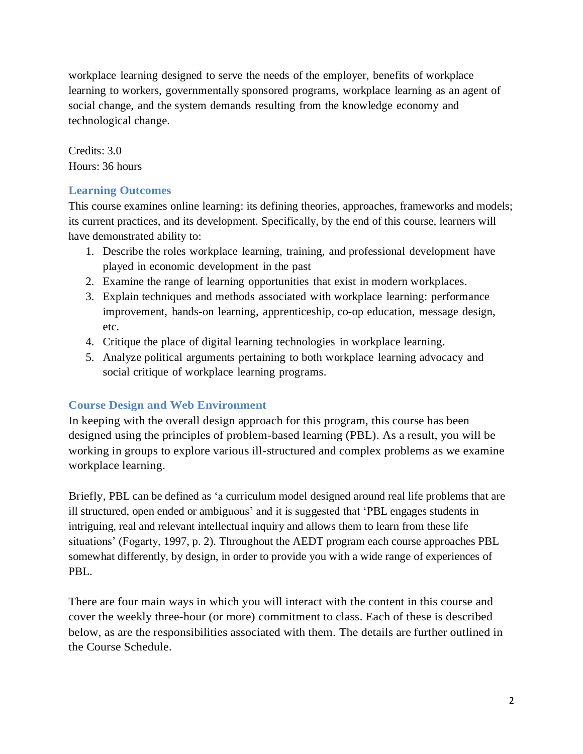workplace learning designed to serve the needs of the employer, benefits of workplace learning to workers, governmentally sponsored programs, workplace learning as an agent of social change, and the system demands resulting from the knowledge economy and technological change.

Credits: 3.0
Hours: 36 hours

## Learning Outcomes

This course examines online learning: its defining theories, approaches, frameworks and models; its current practices, and its development. Specifically, by the end of this course, learners will have demonstrated ability to:

1. Describe the roles workplace learning, training, and professional development have played in economic development in the past
2. Examine the range of learning opportunities that exist in modern workplaces.
3. Explain techniques and methods associated with workplace learning: performance improvement, hands-on learning, apprenticeship, co-op education, message design, etc.
4. Critique the place of digital learning technologies in workplace learning.
5. Analyze political arguments pertaining to both workplace learning advocacy and social critique of workplace learning programs.

## Course Design and Web Environment

In keeping with the overall design approach for this program, this course has been designed using the principles of problem-based learning (PBL). As a result, you will be working in groups to explore various ill-structured and complex problems as we examine workplace learning.

Briefly, PBL can be defined as 'a curriculum model designed around real life problems that are ill structured, open ended or ambiguous' and it is suggested that 'PBL engages students in intriguing, real and relevant intellectual inquiry and allows them to learn from these life situations' (Fogarty, 1997, p. 2). Throughout the AEDT program each course approaches PBL somewhat differently, by design, in order to provide you with a wide range of experiences of PBL.

There are four main ways in which you will interact with the content in this course and cover the weekly three-hour (or more) commitment to class. Each of these is described below, as are the responsibilities associated with them. The details are further outlined in the Course Schedule.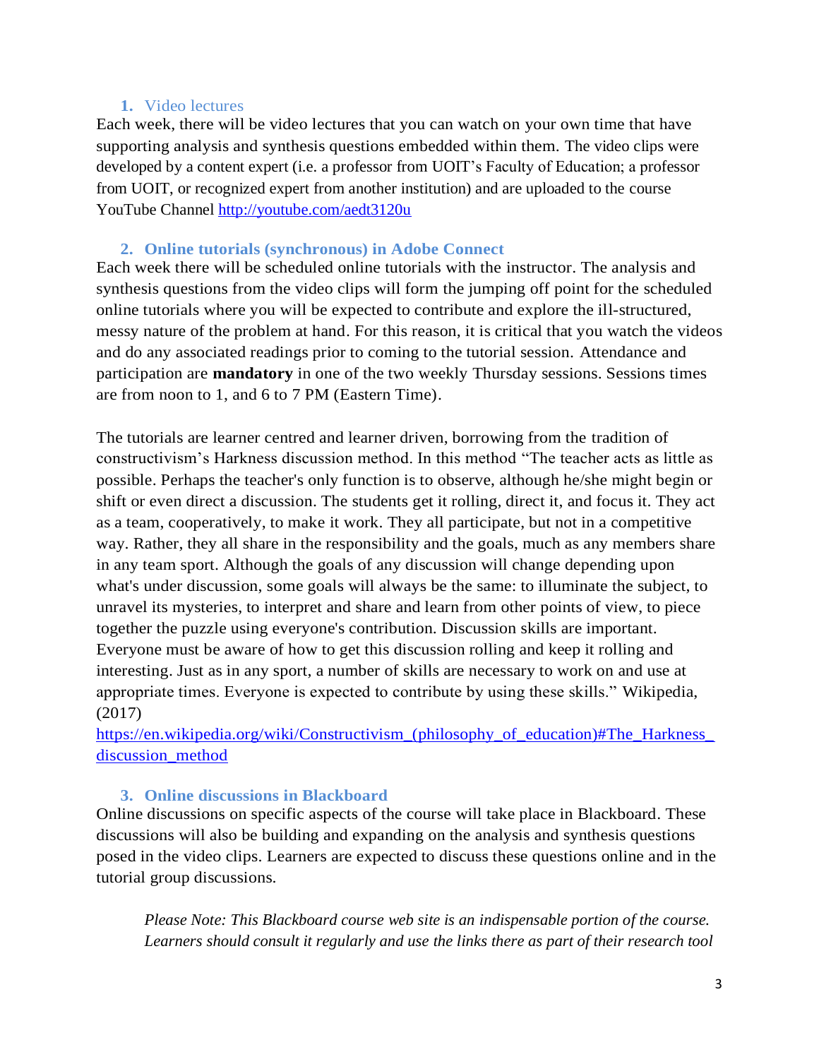### 1. Video lectures

Each week, there will be video lectures that you can watch on your own time that have supporting analysis and synthesis questions embedded within them. The video clips were developed by a content expert (i.e. a professor from UOIT's Faculty of Education; a professor from UOIT, or recognized expert from another institution) and are uploaded to the course YouTube Channel http://youtube.com/aedt3120u

### 2. Online tutorials (synchronous) in Adobe Connect

Each week there will be scheduled online tutorials with the instructor. The analysis and synthesis questions from the video clips will form the jumping off point for the scheduled online tutorials where you will be expected to contribute and explore the ill-structured, messy nature of the problem at hand. For this reason, it is critical that you watch the videos and do any associated readings prior to coming to the tutorial session. Attendance and participation are **mandatory** in one of the two weekly Thursday sessions. Sessions times are from noon to 1, and 6 to 7 PM (Eastern Time).

The tutorials are learner centred and learner driven, borrowing from the tradition of constructivism's Harkness discussion method. In this method "The teacher acts as little as possible. Perhaps the teacher's only function is to observe, although he/she might begin or shift or even direct a discussion. The students get it rolling, direct it, and focus it. They act as a team, cooperatively, to make it work. They all participate, but not in a competitive way. Rather, they all share in the responsibility and the goals, much as any members share in any team sport. Although the goals of any discussion will change depending upon what's under discussion, some goals will always be the same: to illuminate the subject, to unravel its mysteries, to interpret and share and learn from other points of view, to piece together the puzzle using everyone's contribution. Discussion skills are important. Everyone must be aware of how to get this discussion rolling and keep it rolling and interesting. Just as in any sport, a number of skills are necessary to work on and use at appropriate times. Everyone is expected to contribute by using these skills." Wikipedia, (2017)
https://en.wikipedia.org/wiki/Constructivism_(philosophy_of_education)#The_Harkness_discussion_method

### 3. Online discussions in Blackboard

Online discussions on specific aspects of the course will take place in Blackboard. These discussions will also be building and expanding on the analysis and synthesis questions posed in the video clips. Learners are expected to discuss these questions online and in the tutorial group discussions.

*Please Note: This Blackboard course web site is an indispensable portion of the course. Learners should consult it regularly and use the links there as part of their research tool*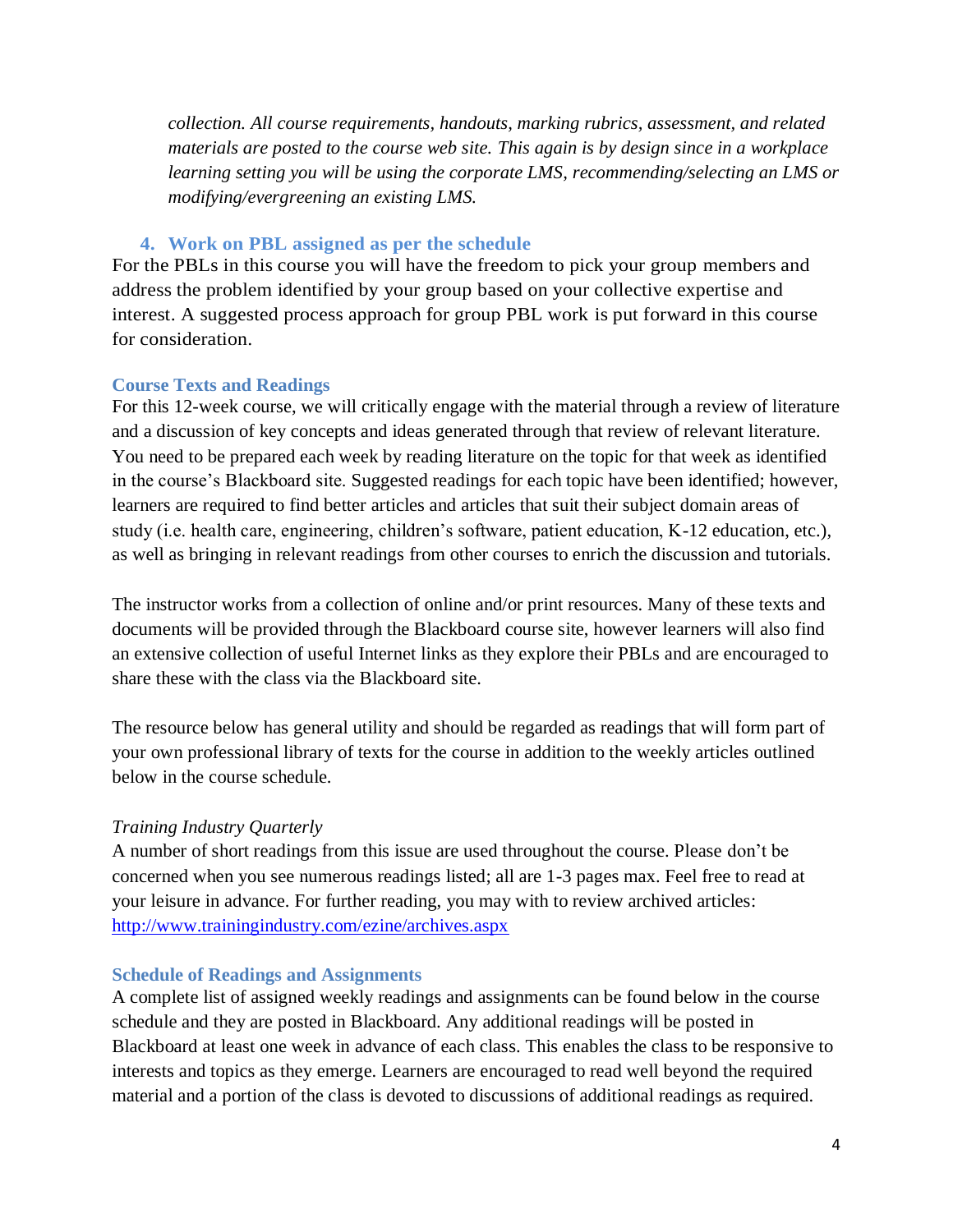*collection. All course requirements, handouts, marking rubrics, assessment, and related materials are posted to the course web site. This again is by design since in a workplace learning setting you will be using the corporate LMS, recommending/selecting an LMS or modifying/evergreening an existing LMS.*

### 4. Work on PBL assigned as per the schedule

For the PBLs in this course you will have the freedom to pick your group members and address the problem identified by your group based on your collective expertise and interest. A suggested process approach for group PBL work is put forward in this course for consideration.

### Course Texts and Readings

For this 12-week course, we will critically engage with the material through a review of literature and a discussion of key concepts and ideas generated through that review of relevant literature. You need to be prepared each week by reading literature on the topic for that week as identified in the course's Blackboard site. Suggested readings for each topic have been identified; however, learners are required to find better articles and articles that suit their subject domain areas of study (i.e. health care, engineering, children's software, patient education, K-12 education, etc.), as well as bringing in relevant readings from other courses to enrich the discussion and tutorials.

The instructor works from a collection of online and/or print resources. Many of these texts and documents will be provided through the Blackboard course site, however learners will also find an extensive collection of useful Internet links as they explore their PBLs and are encouraged to share these with the class via the Blackboard site.

The resource below has general utility and should be regarded as readings that will form part of your own professional library of texts for the course in addition to the weekly articles outlined below in the course schedule.

*Training Industry Quarterly*
A number of short readings from this issue are used throughout the course. Please don't be concerned when you see numerous readings listed; all are 1-3 pages max. Feel free to read at your leisure in advance. For further reading, you may with to review archived articles: http://www.trainingindustry.com/ezine/archives.aspx

### Schedule of Readings and Assignments

A complete list of assigned weekly readings and assignments can be found below in the course schedule and they are posted in Blackboard. Any additional readings will be posted in Blackboard at least one week in advance of each class. This enables the class to be responsive to interests and topics as they emerge. Learners are encouraged to read well beyond the required material and a portion of the class is devoted to discussions of additional readings as required.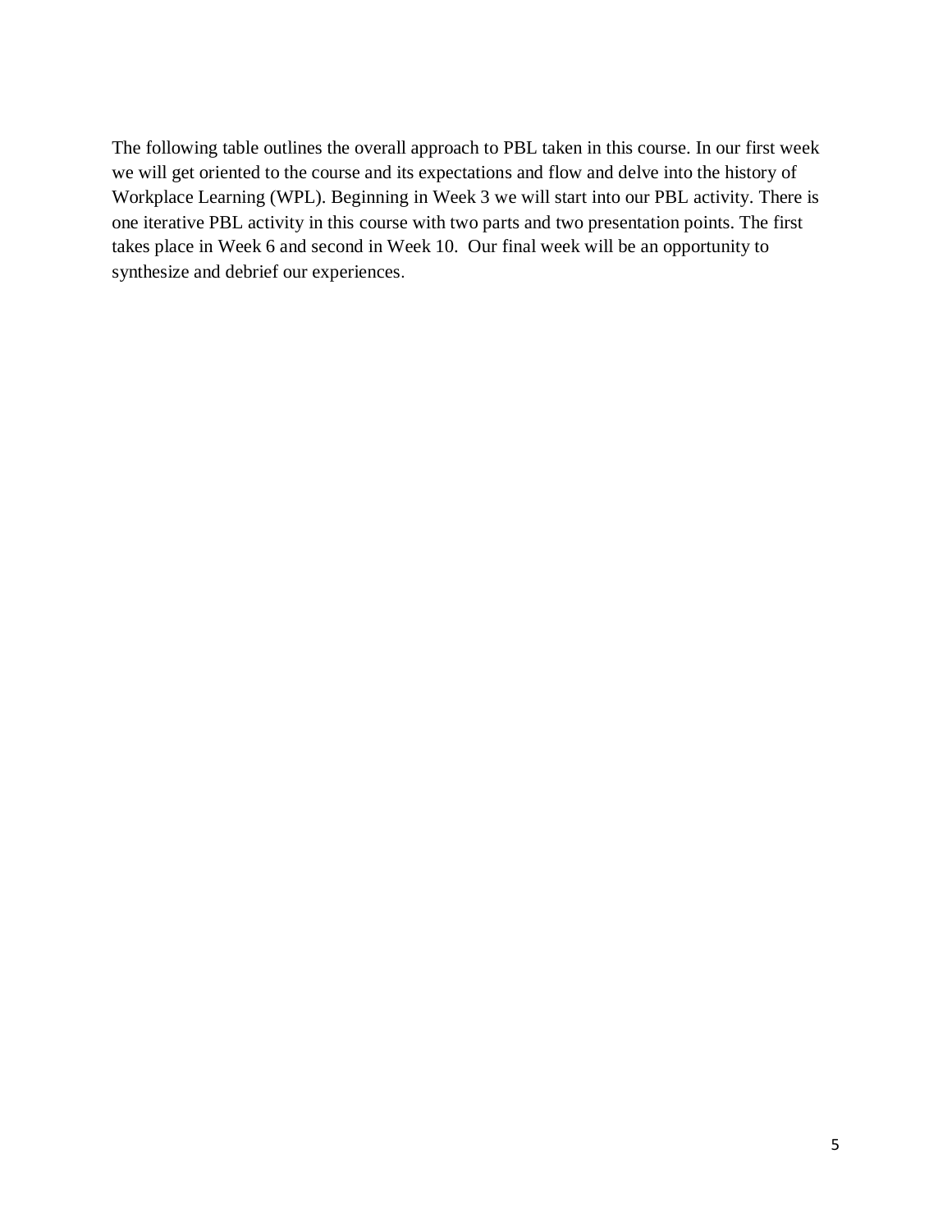The following table outlines the overall approach to PBL taken in this course. In our first week we will get oriented to the course and its expectations and flow and delve into the history of Workplace Learning (WPL). Beginning in Week 3 we will start into our PBL activity. There is one iterative PBL activity in this course with two parts and two presentation points. The first takes place in Week 6 and second in Week 10. Our final week will be an opportunity to synthesize and debrief our experiences.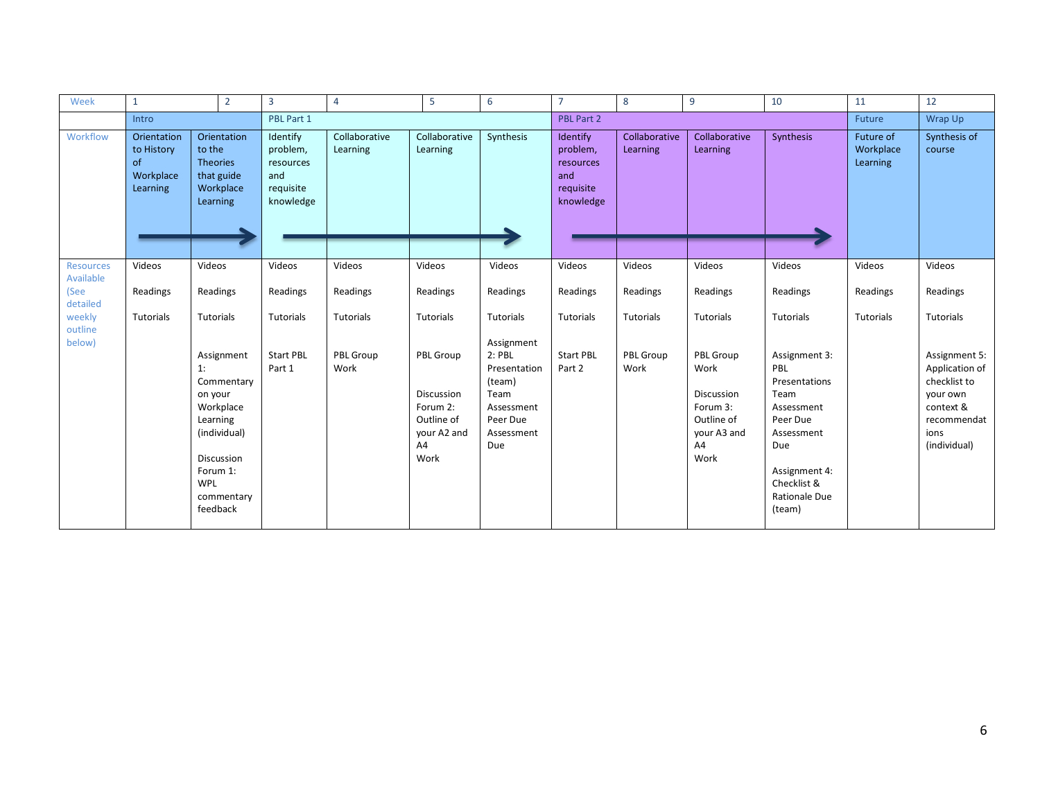| Week | 1 | 2 | 3 | 4 | 5 | 6 | 7 | 8 | 9 | 10 | 11 | 12 |
|---|---|---|---|---|---|---|---|---|---|---|---|---|
| | Intro | | PBL Part 1 | | | | PBL Part 2 | | | | Future | Wrap Up |
| Workflow | Orientation to History of Workplace Learning | Orientation to the Theories that guide Workplace Learning | Identify problem, resources and requisite knowledge | Collaborative Learning | Collaborative Learning | Synthesis | Identify problem, resources and requisite knowledge | Collaborative Learning | Collaborative Learning | Synthesis | Future of Workplace Learning | Synthesis of course |
| Resources Available (See detailed weekly outline below) | Videos<br><br>Readings<br><br>Tutorials | Videos<br><br>Readings<br><br>Tutorials<br><br>Assignment 1: Commentary on your Workplace Learning (individual)<br><br>Discussion Forum 1: WPL commentary feedback | Videos<br><br>Readings<br><br>Tutorials<br><br>Start PBL Part 1 | Videos<br><br>Readings<br><br>Tutorials<br><br>PBL Group Work | Videos<br><br>Readings<br><br>Tutorials<br><br>PBL Group<br><br>Discussion Forum 2: Outline of your A2 and A4 Work | Videos<br><br>Readings<br><br>Tutorials<br><br>Assignment 2: PBL Presentation (team) Team Assessment Peer Due Assessment Due | Videos<br><br>Readings<br><br>Tutorials<br><br>Start PBL Part 2 | Videos<br><br>Readings<br><br>Tutorials<br><br>PBL Group Work | Videos<br><br>Readings<br><br>Tutorials<br><br>PBL Group Work<br><br>Discussion Forum 3: Outline of your A3 and A4 Work | Videos<br><br>Readings<br><br>Tutorials<br><br>Assignment 3: PBL Presentations Team Assessment Peer Due Assessment Due<br><br>Assignment 4: Checklist & Rationale Due (team) | Videos<br><br>Readings<br><br>Tutorials | Videos<br><br>Readings<br><br>Tutorials<br><br>Assignment 5: Application of checklist to your own context & recommendations (individual) |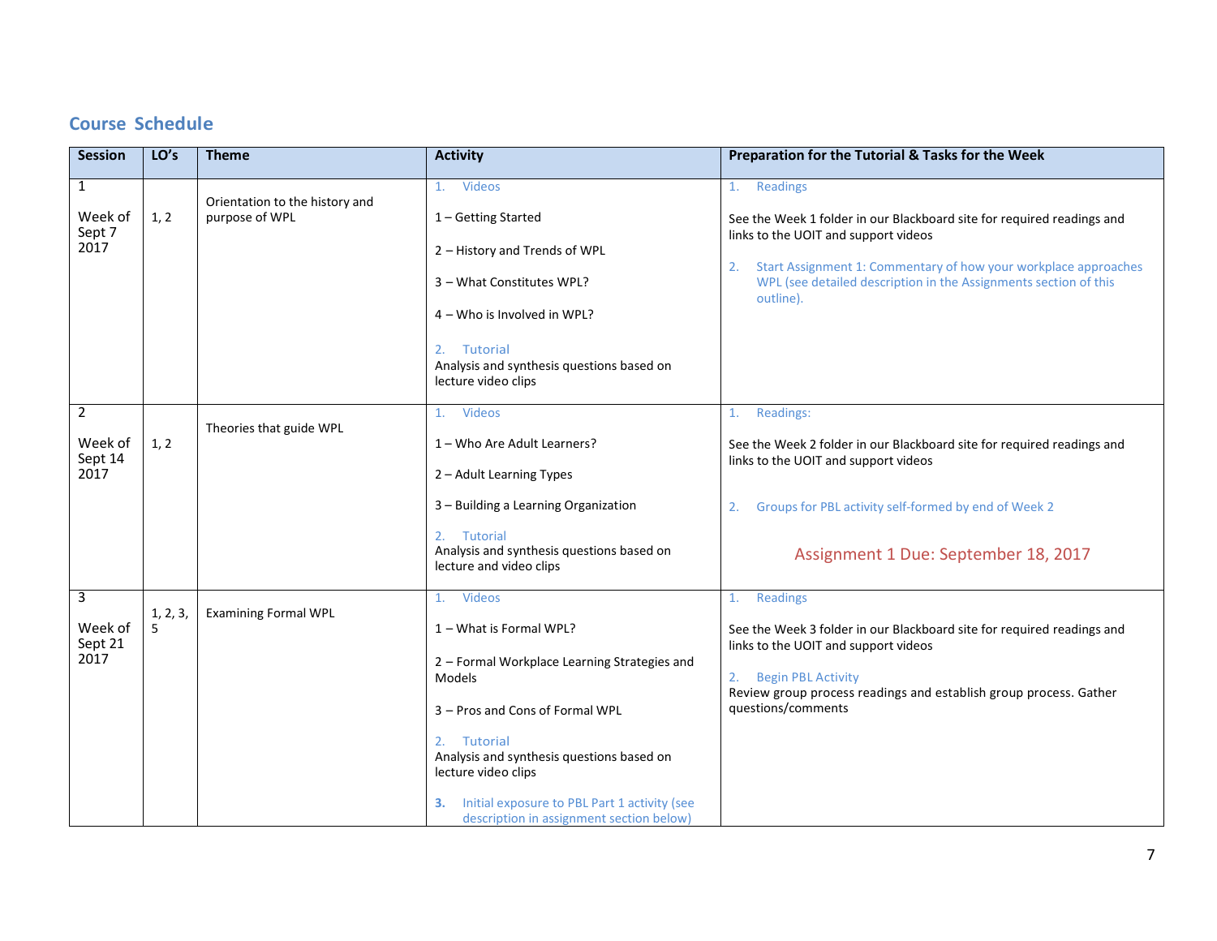## Course Schedule

| Session | LO's | Theme | Activity | Preparation for the Tutorial & Tasks for the Week |
|---|---|---|---|---|
| 1<br><br>Week of Sept 7 2017 | 1, 2 | Orientation to the history and purpose of WPL | 1. Videos<br><br>1 – Getting Started<br><br>2 – History and Trends of WPL<br><br>3 – What Constitutes WPL?<br><br>4 – Who is Involved in WPL?<br><br>2. Tutorial<br>Analysis and synthesis questions based on lecture video clips | 1. Readings<br><br>See the Week 1 folder in our Blackboard site for required readings and links to the UOIT and support videos<br><br>2. Start Assignment 1: Commentary of how your workplace approaches WPL (see detailed description in the Assignments section of this outline). |
| 2<br><br>Week of Sept 14 2017 | 1, 2 | Theories that guide WPL | 1. Videos<br><br>1 – Who Are Adult Learners?<br><br>2 – Adult Learning Types<br><br>3 – Building a Learning Organization<br><br>2. Tutorial<br>Analysis and synthesis questions based on lecture and video clips | 1. Readings:<br><br>See the Week 2 folder in our Blackboard site for required readings and links to the UOIT and support videos<br><br>2. Groups for PBL activity self-formed by end of Week 2<br><br>Assignment 1 Due: September 18, 2017 |
| 3<br><br>Week of Sept 21 2017 | 1, 2, 3, 5 | Examining Formal WPL | 1. Videos<br><br>1 – What is Formal WPL?<br><br>2 – Formal Workplace Learning Strategies and Models<br><br>3 – Pros and Cons of Formal WPL<br><br>2. Tutorial<br>Analysis and synthesis questions based on lecture video clips<br><br>3. Initial exposure to PBL Part 1 activity (see description in assignment section below) | 1. Readings<br><br>See the Week 3 folder in our Blackboard site for required readings and links to the UOIT and support videos<br><br>2. Begin PBL Activity<br>Review group process readings and establish group process. Gather questions/comments |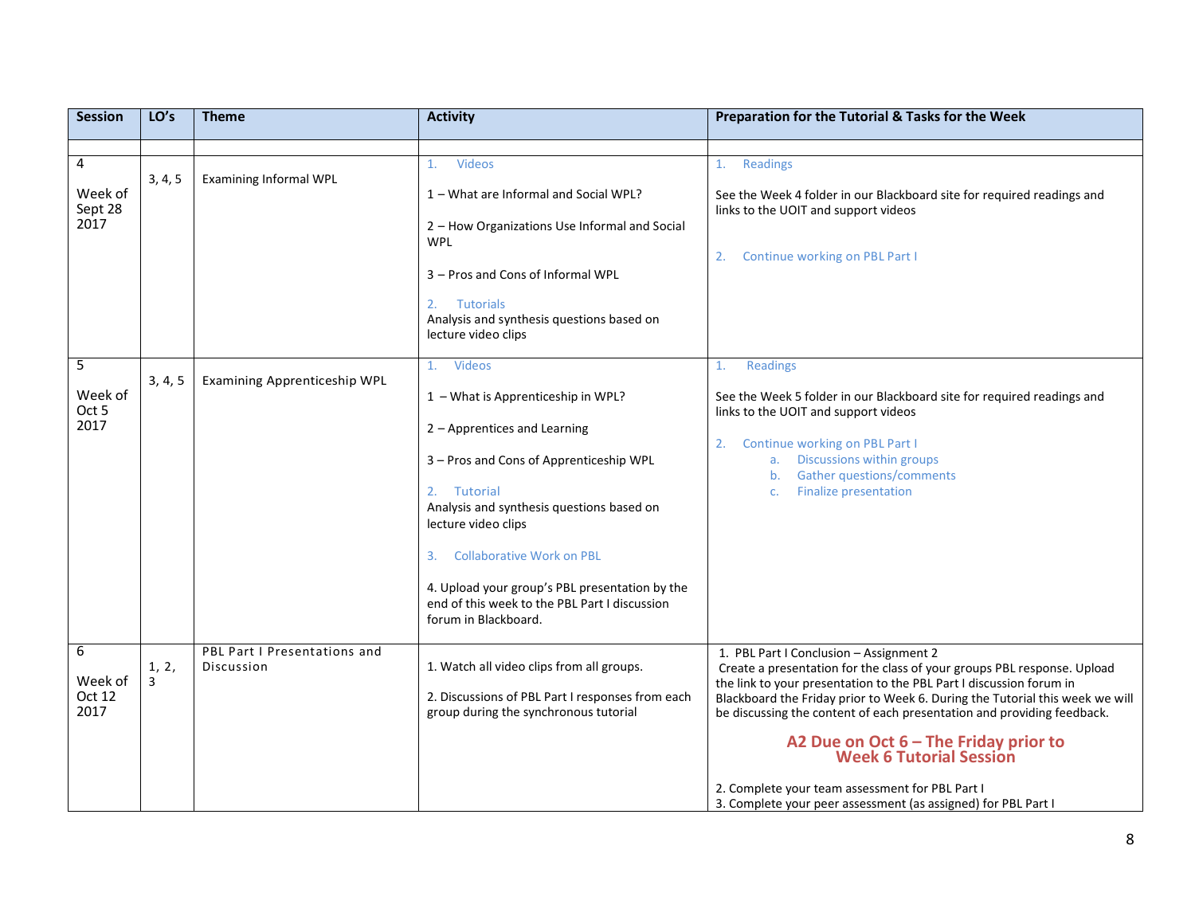| Session | LO's | Theme | Activity | Preparation for the Tutorial & Tasks for the Week |
|---|---|---|---|---|
| | | | | |
| 4<br><br>Week of Sept 28 2017 | 3, 4, 5 | Examining Informal WPL | 1. Videos<br><br>1 – What are Informal and Social WPL?<br><br>2 – How Organizations Use Informal and Social WPL<br><br>3 – Pros and Cons of Informal WPL<br><br>2. Tutorials<br>Analysis and synthesis questions based on lecture video clips | 1. Readings<br><br>See the Week 4 folder in our Blackboard site for required readings and links to the UOIT and support videos<br><br>2. Continue working on PBL Part I |
| 5<br><br>Week of Oct 5 2017 | 3, 4, 5 | Examining Apprenticeship WPL | 1. Videos<br><br>1 – What is Apprenticeship in WPL?<br><br>2 – Apprentices and Learning<br><br>3 – Pros and Cons of Apprenticeship WPL<br><br>2. Tutorial<br>Analysis and synthesis questions based on lecture video clips<br><br>3. Collaborative Work on PBL<br><br>4. Upload your group's PBL presentation by the end of this week to the PBL Part I discussion forum in Blackboard. | 1. Readings<br><br>See the Week 5 folder in our Blackboard site for required readings and links to the UOIT and support videos<br><br>2. Continue working on PBL Part I<br>a. Discussions within groups<br>b. Gather questions/comments<br>c. Finalize presentation |
| 6<br><br>Week of Oct 12 2017 | 1, 2, 3 | PBL Part I Presentations and Discussion | 1. Watch all video clips from all groups.<br><br>2. Discussions of PBL Part I responses from each group during the synchronous tutorial | 1. PBL Part I Conclusion – Assignment 2<br>Create a presentation for the class of your groups PBL response. Upload the link to your presentation to the PBL Part I discussion forum in Blackboard the Friday prior to Week 6. During the Tutorial this week we will be discussing the content of each presentation and providing feedback.<br><br>**A2 Due on Oct 6 – The Friday prior to Week 6 Tutorial Session**<br><br>2. Complete your team assessment for PBL Part I<br>3. Complete your peer assessment (as assigned) for PBL Part I |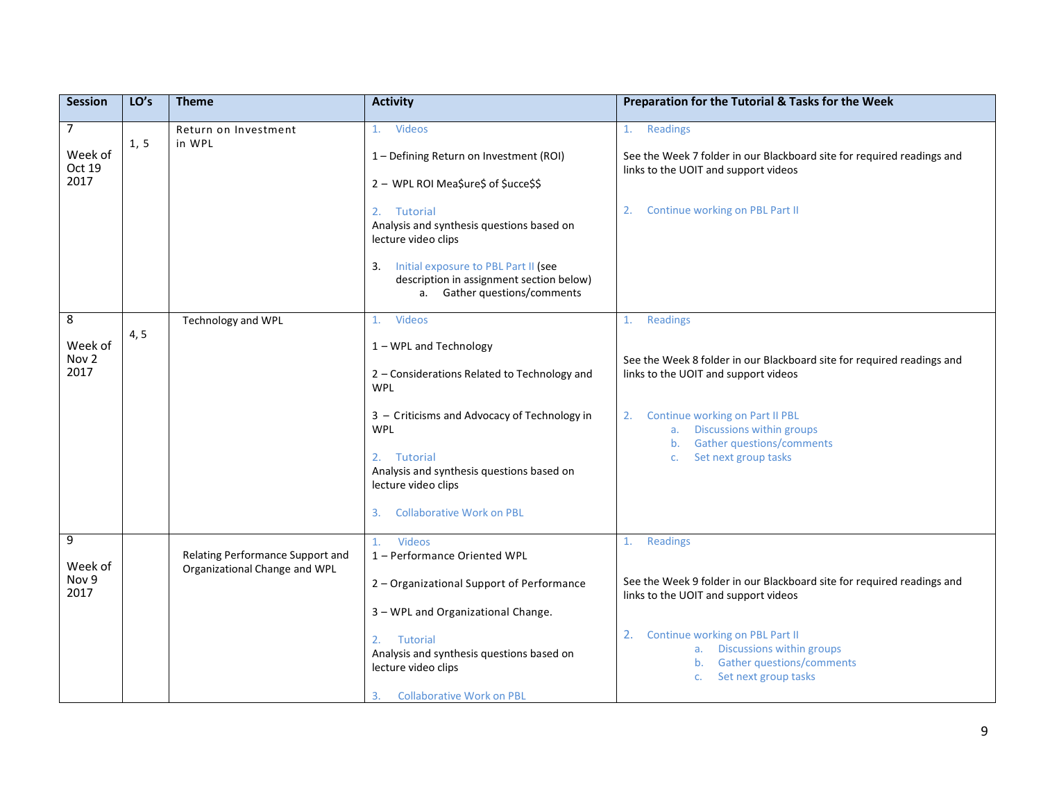| Session | LO's | Theme | Activity | Preparation for the Tutorial & Tasks for the Week |
|---|---|---|---|---|
| 7<br><br>Week of Oct 19 2017 | 1, 5 | Return on Investment in WPL | 1. Videos<br><br>1 – Defining Return on Investment (ROI)<br><br>2 – WPL ROI Mea$ure$ of $ucce$$<br><br>2. Tutorial<br>Analysis and synthesis questions based on lecture video clips<br><br>3. Initial exposure to PBL Part II (see description in assignment section below)<br>a. Gather questions/comments | 1. Readings<br><br>See the Week 7 folder in our Blackboard site for required readings and links to the UOIT and support videos<br><br>2. Continue working on PBL Part II |
| 8<br><br>Week of Nov 2 2017 | 4, 5 | Technology and WPL | 1. Videos<br><br>1 – WPL and Technology<br><br>2 – Considerations Related to Technology and WPL<br><br>3 – Criticisms and Advocacy of Technology in WPL<br><br>2. Tutorial<br>Analysis and synthesis questions based on lecture video clips<br><br>3. Collaborative Work on PBL | 1. Readings<br><br>See the Week 8 folder in our Blackboard site for required readings and links to the UOIT and support videos<br><br>2. Continue working on Part II PBL<br>a. Discussions within groups<br>b. Gather questions/comments<br>c. Set next group tasks |
| 9<br><br>Week of Nov 9 2017 | | Relating Performance Support and Organizational Change and WPL | 1. Videos<br>1 – Performance Oriented WPL<br><br>2 – Organizational Support of Performance<br><br>3 – WPL and Organizational Change.<br><br>2. Tutorial<br>Analysis and synthesis questions based on lecture video clips<br><br>3. Collaborative Work on PBL | 1. Readings<br><br>See the Week 9 folder in our Blackboard site for required readings and links to the UOIT and support videos<br><br>2. Continue working on PBL Part II<br>a. Discussions within groups<br>b. Gather questions/comments<br>c. Set next group tasks |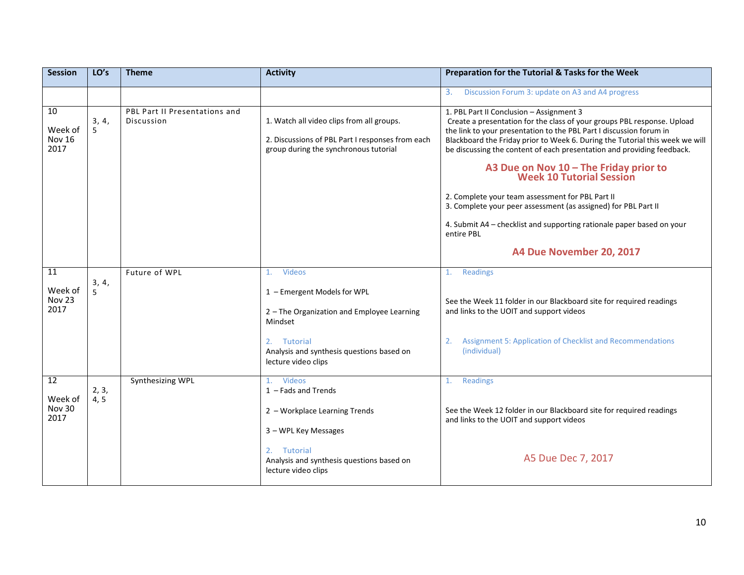| Session | LO's | Theme | Activity | Preparation for the Tutorial & Tasks for the Week |
|---|---|---|---|---|
| | | | | 3. Discussion Forum 3: update on A3 and A4 progress |
| 10<br><br>Week of Nov 16 2017 | 3, 4, 5 | PBL Part II Presentations and Discussion | 1. Watch all video clips from all groups.<br><br>2. Discussions of PBL Part I responses from each group during the synchronous tutorial | 1. PBL Part II Conclusion – Assignment 3<br>Create a presentation for the class of your groups PBL response. Upload the link to your presentation to the PBL Part I discussion forum in Blackboard the Friday prior to Week 6. During the Tutorial this week we will be discussing the content of each presentation and providing feedback.<br><br>**A3 Due on Nov 10 – The Friday prior to Week 10 Tutorial Session**<br><br>2. Complete your team assessment for PBL Part II<br>3. Complete your peer assessment (as assigned) for PBL Part II<br><br>4. Submit A4 – checklist and supporting rationale paper based on your entire PBL<br><br>**A4 Due November 20, 2017** |
| 11<br><br>Week of Nov 23 2017 | 3, 4, 5 | Future of WPL | 1. Videos<br><br>1 – Emergent Models for WPL<br><br>2 – The Organization and Employee Learning Mindset<br><br>2. Tutorial<br>Analysis and synthesis questions based on lecture video clips | 1. Readings<br><br>See the Week 11 folder in our Blackboard site for required readings and links to the UOIT and support videos<br><br>2. Assignment 5: Application of Checklist and Recommendations (individual) |
| 12<br><br>Week of Nov 30 2017 | 2, 3, 4, 5 | Synthesizing WPL | 1. Videos<br>1 – Fads and Trends<br><br>2 – Workplace Learning Trends<br><br>3 – WPL Key Messages<br><br>2. Tutorial<br>Analysis and synthesis questions based on lecture video clips | 1. Readings<br><br>See the Week 12 folder in our Blackboard site for required readings and links to the UOIT and support videos<br><br>A5 Due Dec 7, 2017 |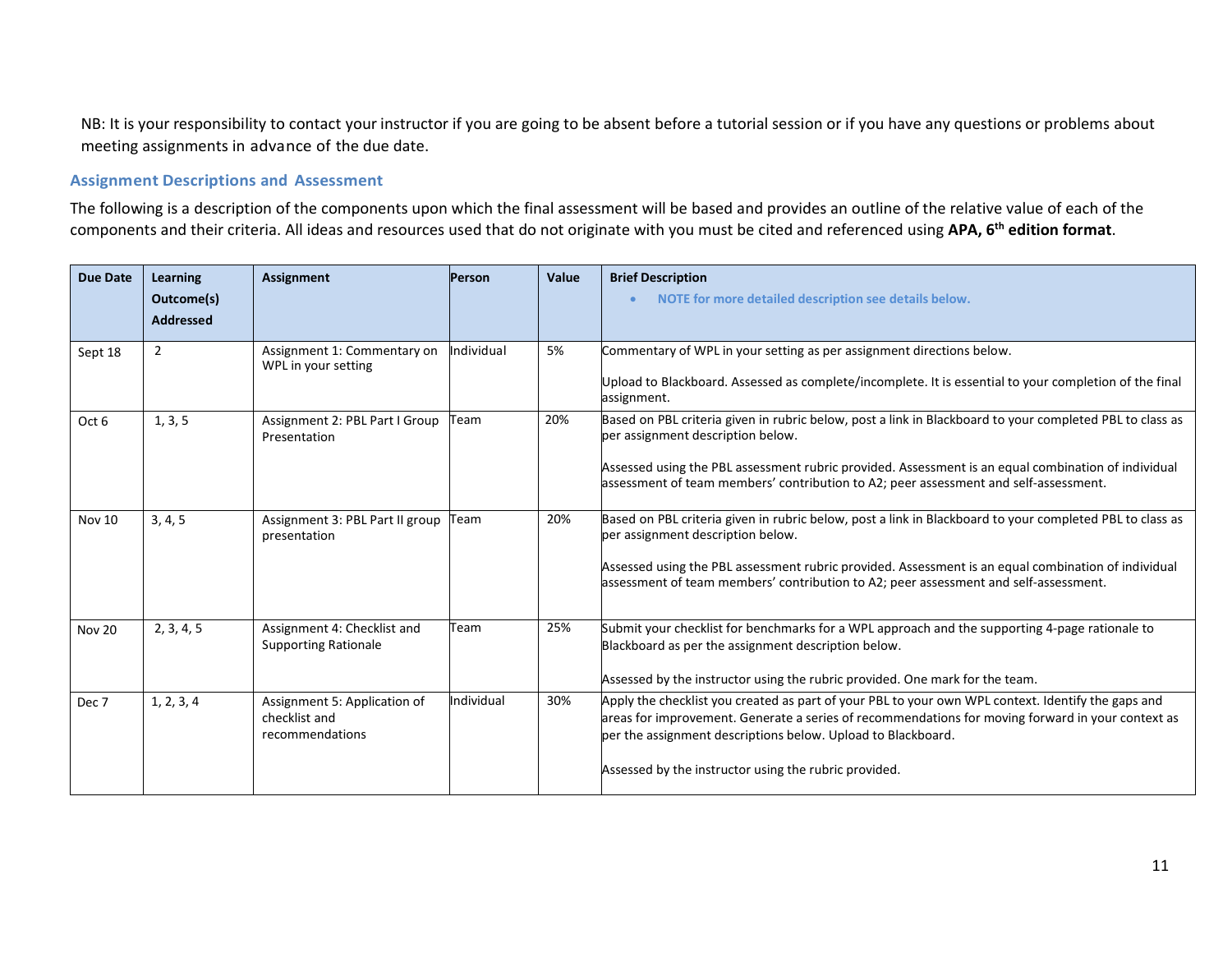NB: It is your responsibility to contact your instructor if you are going to be absent before a tutorial session or if you have any questions or problems about meeting assignments in advance of the due date.

### Assignment Descriptions and Assessment

The following is a description of the components upon which the final assessment will be based and provides an outline of the relative value of each of the components and their criteria. All ideas and resources used that do not originate with you must be cited and referenced using **APA, 6th edition format**.

| Due Date | Learning Outcome(s) Addressed | Assignment | Person | Value | Brief Description<br>• **NOTE for more detailed description see details below.** |
|---|---|---|---|---|---|
| Sept 18 | 2 | Assignment 1: Commentary on WPL in your setting | Individual | 5% | Commentary of WPL in your setting as per assignment directions below.<br><br>Upload to Blackboard. Assessed as complete/incomplete. It is essential to your completion of the final assignment. |
| Oct 6 | 1, 3, 5 | Assignment 2: PBL Part I Group Presentation | Team | 20% | Based on PBL criteria given in rubric below, post a link in Blackboard to your completed PBL to class as per assignment description below.<br><br>Assessed using the PBL assessment rubric provided. Assessment is an equal combination of individual assessment of team members' contribution to A2; peer assessment and self-assessment. |
| Nov 10 | 3, 4, 5 | Assignment 3: PBL Part II group presentation | Team | 20% | Based on PBL criteria given in rubric below, post a link in Blackboard to your completed PBL to class as per assignment description below.<br><br>Assessed using the PBL assessment rubric provided. Assessment is an equal combination of individual assessment of team members' contribution to A2; peer assessment and self-assessment. |
| Nov 20 | 2, 3, 4, 5 | Assignment 4: Checklist and Supporting Rationale | Team | 25% | Submit your checklist for benchmarks for a WPL approach and the supporting 4-page rationale to Blackboard as per the assignment description below.<br><br>Assessed by the instructor using the rubric provided. One mark for the team. |
| Dec 7 | 1, 2, 3, 4 | Assignment 5: Application of checklist and recommendations | Individual | 30% | Apply the checklist you created as part of your PBL to your own WPL context. Identify the gaps and areas for improvement. Generate a series of recommendations for moving forward in your context as per the assignment descriptions below. Upload to Blackboard.<br><br>Assessed by the instructor using the rubric provided. |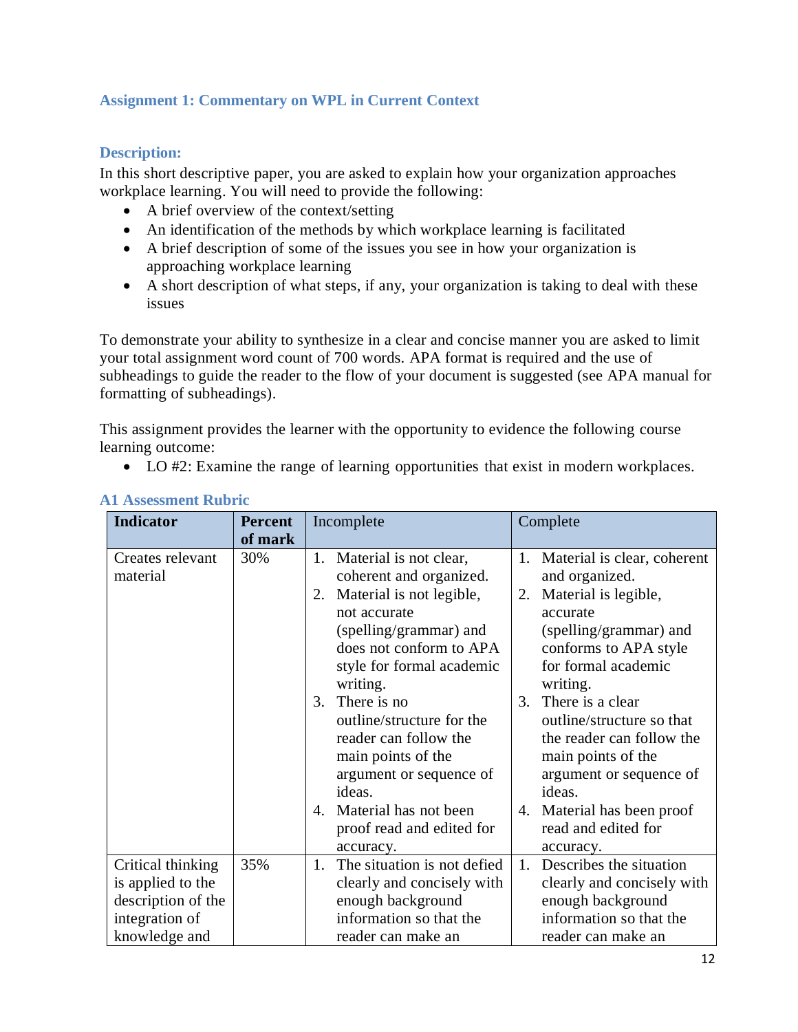### Assignment 1: Commentary on WPL in Current Context

#### Description:

In this short descriptive paper, you are asked to explain how your organization approaches workplace learning. You will need to provide the following:

- A brief overview of the context/setting
- An identification of the methods by which workplace learning is facilitated
- A brief description of some of the issues you see in how your organization is approaching workplace learning
- A short description of what steps, if any, your organization is taking to deal with these issues

To demonstrate your ability to synthesize in a clear and concise manner you are asked to limit your total assignment word count of 700 words. APA format is required and the use of subheadings to guide the reader to the flow of your document is suggested (see APA manual for formatting of subheadings).

This assignment provides the learner with the opportunity to evidence the following course learning outcome:

- LO #2: Examine the range of learning opportunities that exist in modern workplaces.

#### A1 Assessment Rubric

| Indicator | Percent of mark | Incomplete | Complete |
|---|---|---|---|
| Creates relevant material | 30% | 1. Material is not clear, coherent and organized.<br>2. Material is not legible, not accurate (spelling/grammar) and does not conform to APA style for formal academic writing.<br>3. There is no outline/structure for the reader can follow the main points of the argument or sequence of ideas.<br>4. Material has not been proof read and edited for accuracy. | 1. Material is clear, coherent and organized.<br>2. Material is legible, accurate (spelling/grammar) and conforms to APA style for formal academic writing.<br>3. There is a clear outline/structure so that the reader can follow the main points of the argument or sequence of ideas.<br>4. Material has been proof read and edited for accuracy. |
| Critical thinking is applied to the description of the integration of knowledge and | 35% | 1. The situation is not defied clearly and concisely with enough background information so that the reader can make an | 1. Describes the situation clearly and concisely with enough background information so that the reader can make an |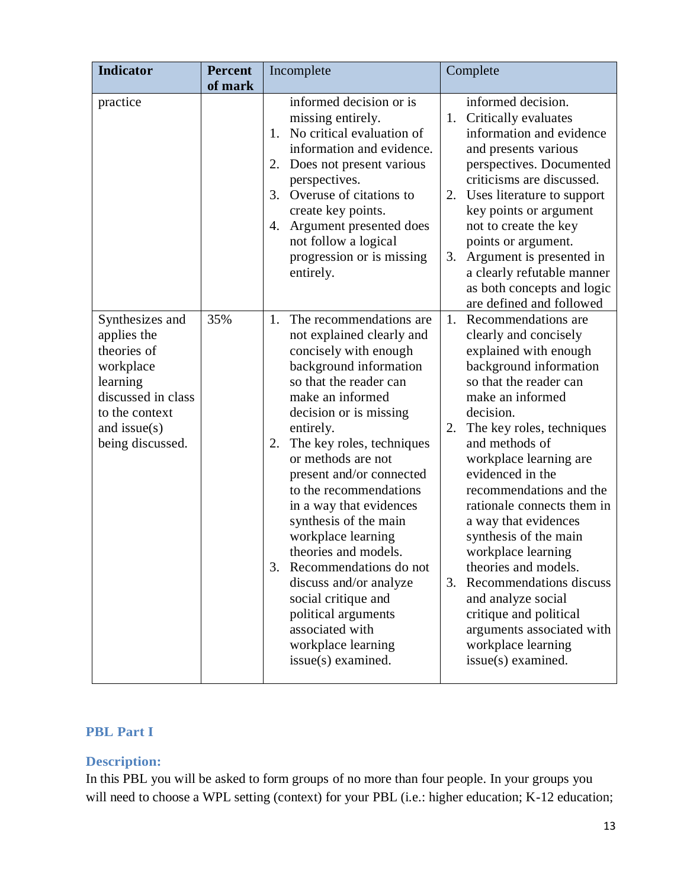| Indicator | Percent of mark | Incomplete | Complete |
|---|---|---|---|
| practice | | informed decision or is missing entirely.<br>1. No critical evaluation of information and evidence.<br>2. Does not present various perspectives.<br>3. Overuse of citations to create key points.<br>4. Argument presented does not follow a logical progression or is missing entirely. | informed decision.<br>1. Critically evaluates information and evidence and presents various perspectives. Documented criticisms are discussed.<br>2. Uses literature to support key points or argument not to create the key points or argument.<br>3. Argument is presented in a clearly refutable manner as both concepts and logic are defined and followed |
| Synthesizes and applies the theories of workplace learning discussed in class to the context and issue(s) being discussed. | 35% | 1. The recommendations are not explained clearly and concisely with enough background information so that the reader can make an informed decision or is missing entirely.<br>2. The key roles, techniques or methods are not present and/or connected to the recommendations in a way that evidences synthesis of the main workplace learning theories and models.<br>3. Recommendations do not discuss and/or analyze social critique and political arguments associated with workplace learning issue(s) examined. | 1. Recommendations are clearly and concisely explained with enough background information so that the reader can make an informed decision.<br>2. The key roles, techniques and methods of workplace learning are evidenced in the recommendations and the rationale connects them in a way that evidences synthesis of the main workplace learning theories and models.<br>3. Recommendations discuss and analyze social critique and political arguments associated with workplace learning issue(s) examined. |

### PBL Part I

### Description:

In this PBL you will be asked to form groups of no more than four people. In your groups you will need to choose a WPL setting (context) for your PBL (i.e.: higher education; K-12 education;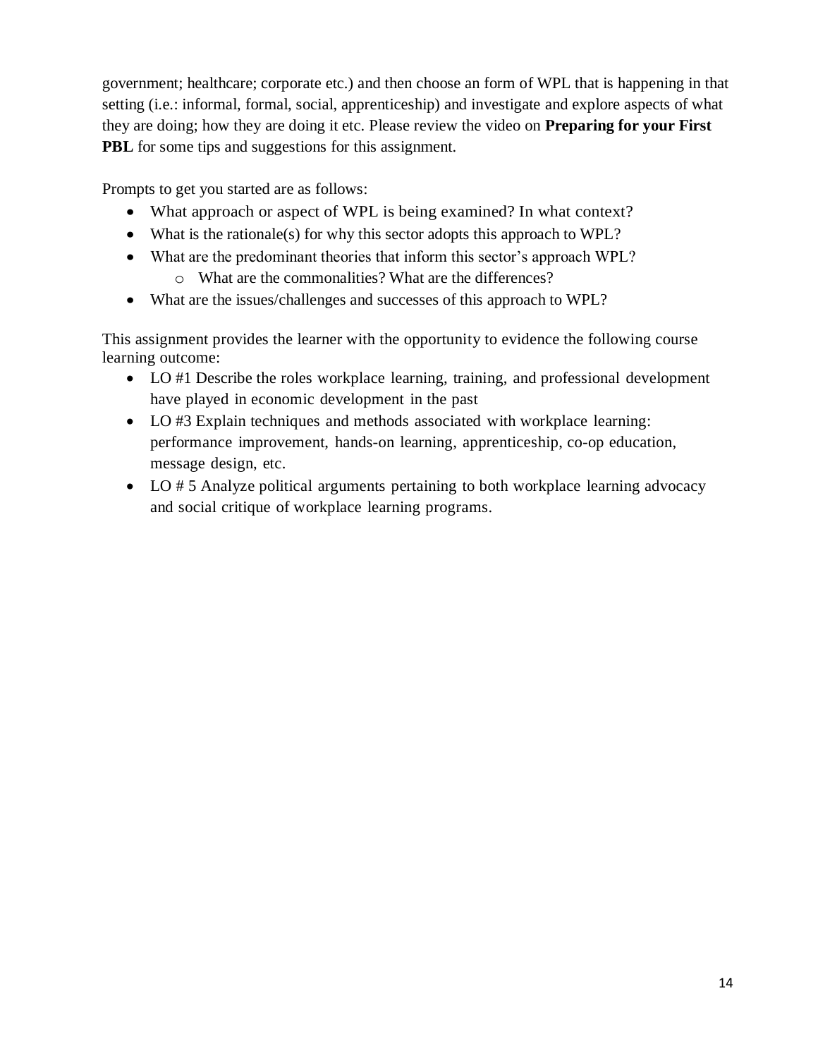government; healthcare; corporate etc.) and then choose an form of WPL that is happening in that setting (i.e.: informal, formal, social, apprenticeship) and investigate and explore aspects of what they are doing; how they are doing it etc. Please review the video on **Preparing for your First PBL** for some tips and suggestions for this assignment.

Prompts to get you started are as follows:

- What approach or aspect of WPL is being examined? In what context?
- What is the rationale(s) for why this sector adopts this approach to WPL?
- What are the predominant theories that inform this sector's approach WPL?
  - What are the commonalities? What are the differences?
- What are the issues/challenges and successes of this approach to WPL?

This assignment provides the learner with the opportunity to evidence the following course learning outcome:

- LO #1 Describe the roles workplace learning, training, and professional development have played in economic development in the past
- LO #3 Explain techniques and methods associated with workplace learning: performance improvement, hands-on learning, apprenticeship, co-op education, message design, etc.
- LO # 5 Analyze political arguments pertaining to both workplace learning advocacy and social critique of workplace learning programs.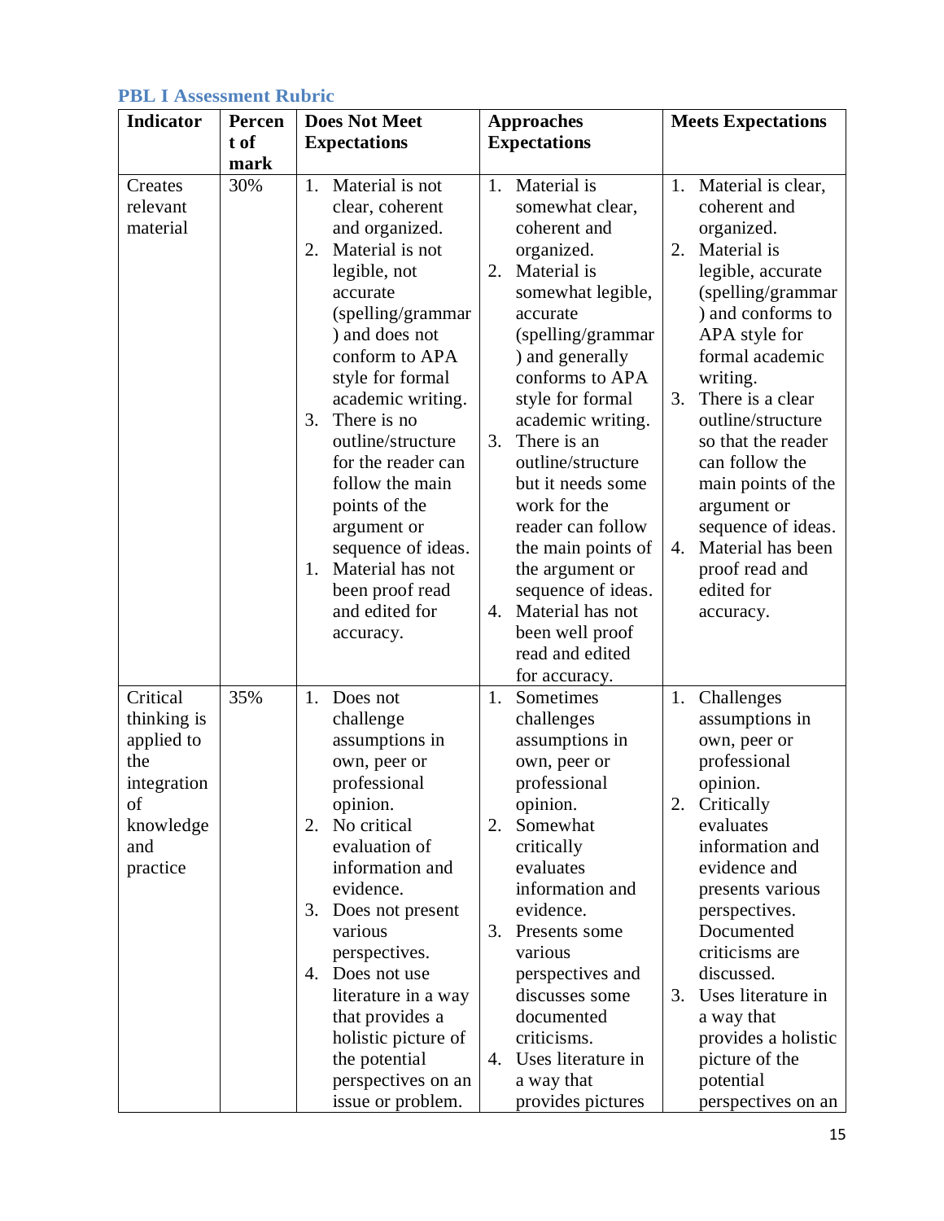## PBL I Assessment Rubric

| Indicator | Percent of mark | Does Not Meet Expectations | Approaches Expectations | Meets Expectations |
|---|---|---|---|---|
| Creates relevant material | 30% | 1. Material is not clear, coherent and organized.<br>2. Material is not legible, not accurate (spelling/grammar) and does not conform to APA style for formal academic writing.<br>3. There is no outline/structure for the reader can follow the main points of the argument or sequence of ideas.<br>1. Material has not been proof read and edited for accuracy. | 1. Material is somewhat clear, coherent and organized.<br>2. Material is somewhat legible, accurate (spelling/grammar) and generally conforms to APA style for formal academic writing.<br>3. There is an outline/structure but it needs some work for the reader can follow the main points of the argument or sequence of ideas.<br>4. Material has not been well proof read and edited for accuracy. | 1. Material is clear, coherent and organized.<br>2. Material is legible, accurate (spelling/grammar) and conforms to APA style for formal academic writing.<br>3. There is a clear outline/structure so that the reader can follow the main points of the argument or sequence of ideas.<br>4. Material has been proof read and edited for accuracy. |
| Critical thinking is applied to the integration of knowledge and practice | 35% | 1. Does not challenge assumptions in own, peer or professional opinion.<br>2. No critical evaluation of information and evidence.<br>3. Does not present various perspectives.<br>4. Does not use literature in a way that provides a holistic picture of the potential perspectives on an issue or problem. | 1. Sometimes challenges assumptions in own, peer or professional opinion.<br>2. Somewhat critically evaluates information and evidence.<br>3. Presents some various perspectives and discusses some documented criticisms.<br>4. Uses literature in a way that provides pictures | 1. Challenges assumptions in own, peer or professional opinion.<br>2. Critically evaluates information and evidence and presents various perspectives. Documented criticisms are discussed.<br>3. Uses literature in a way that provides a holistic picture of the potential perspectives on an |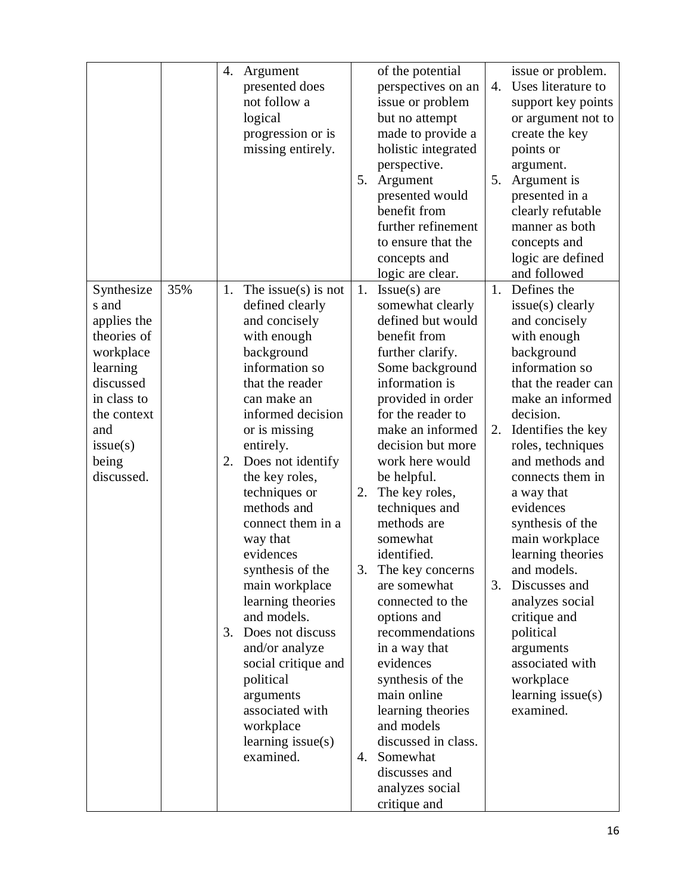| | | | | |
|---|---|---|---|---|
| | | 4. Argument presented does not follow a logical progression or is missing entirely. | of the potential perspectives on an issue or problem but no attempt made to provide a holistic integrated perspective.<br>5. Argument presented would benefit from further refinement to ensure that the concepts and logic are clear. | issue or problem.<br>4. Uses literature to support key points or argument not to create the key points or argument.<br>5. Argument is presented in a clearly refutable manner as both concepts and logic are defined and followed |
| Synthesizes and applies the theories of workplace learning discussed in class to the context and issue(s) being discussed. | 35% | 1. The issue(s) is not defined clearly and concisely with enough background information so that the reader can make an informed decision or is missing entirely.<br>2. Does not identify the key roles, techniques or methods and connect them in a way that evidences synthesis of the main workplace learning theories and models.<br>3. Does not discuss and/or analyze social critique and political arguments associated with workplace learning issue(s) examined. | 1. Issue(s) are somewhat clearly defined but would benefit from further clarify. Some background information is provided in order for the reader to make an informed decision but more work here would be helpful.<br>2. The key roles, techniques and methods are somewhat identified.<br>3. The key concerns are somewhat connected to the options and recommendations in a way that evidences synthesis of the main online learning theories and models discussed in class.<br>4. Somewhat discusses and analyzes social critique and | 1. Defines the issue(s) clearly and concisely with enough background information so that the reader can make an informed decision.<br>2. Identifies the key roles, techniques and methods and connects them in a way that evidences synthesis of the main workplace learning theories and models.<br>3. Discusses and analyzes social critique and political arguments associated with workplace learning issue(s) examined. |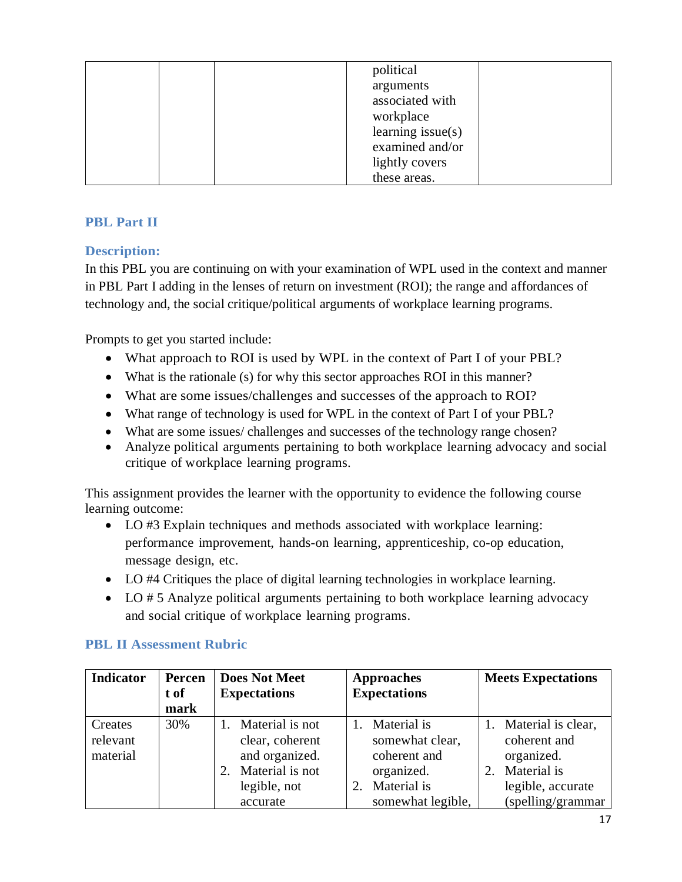| | | | political arguments associated with workplace learning issue(s) examined and/or lightly covers these areas. | |
|---|---|---|---|---|

## PBL Part II

### Description:

In this PBL you are continuing on with your examination of WPL used in the context and manner in PBL Part I adding in the lenses of return on investment (ROI); the range and affordances of technology and, the social critique/political arguments of workplace learning programs.

Prompts to get you started include:

- What approach to ROI is used by WPL in the context of Part I of your PBL?
- What is the rationale (s) for why this sector approaches ROI in this manner?
- What are some issues/challenges and successes of the approach to ROI?
- What range of technology is used for WPL in the context of Part I of your PBL?
- What are some issues/ challenges and successes of the technology range chosen?
- Analyze political arguments pertaining to both workplace learning advocacy and social critique of workplace learning programs.

This assignment provides the learner with the opportunity to evidence the following course learning outcome:

- LO #3 Explain techniques and methods associated with workplace learning: performance improvement, hands-on learning, apprenticeship, co-op education, message design, etc.
- LO #4 Critiques the place of digital learning technologies in workplace learning.
- LO # 5 Analyze political arguments pertaining to both workplace learning advocacy and social critique of workplace learning programs.

### PBL II Assessment Rubric

| Indicator | Percent of mark | Does Not Meet Expectations | Approaches Expectations | Meets Expectations |
|---|---|---|---|---|
| Creates relevant material | 30% | 1. Material is not clear, coherent and organized.<br>2. Material is not legible, not accurate | 1. Material is somewhat clear, coherent and organized.<br>2. Material is somewhat legible, | 1. Material is clear, coherent and organized.<br>2. Material is legible, accurate (spelling/grammar |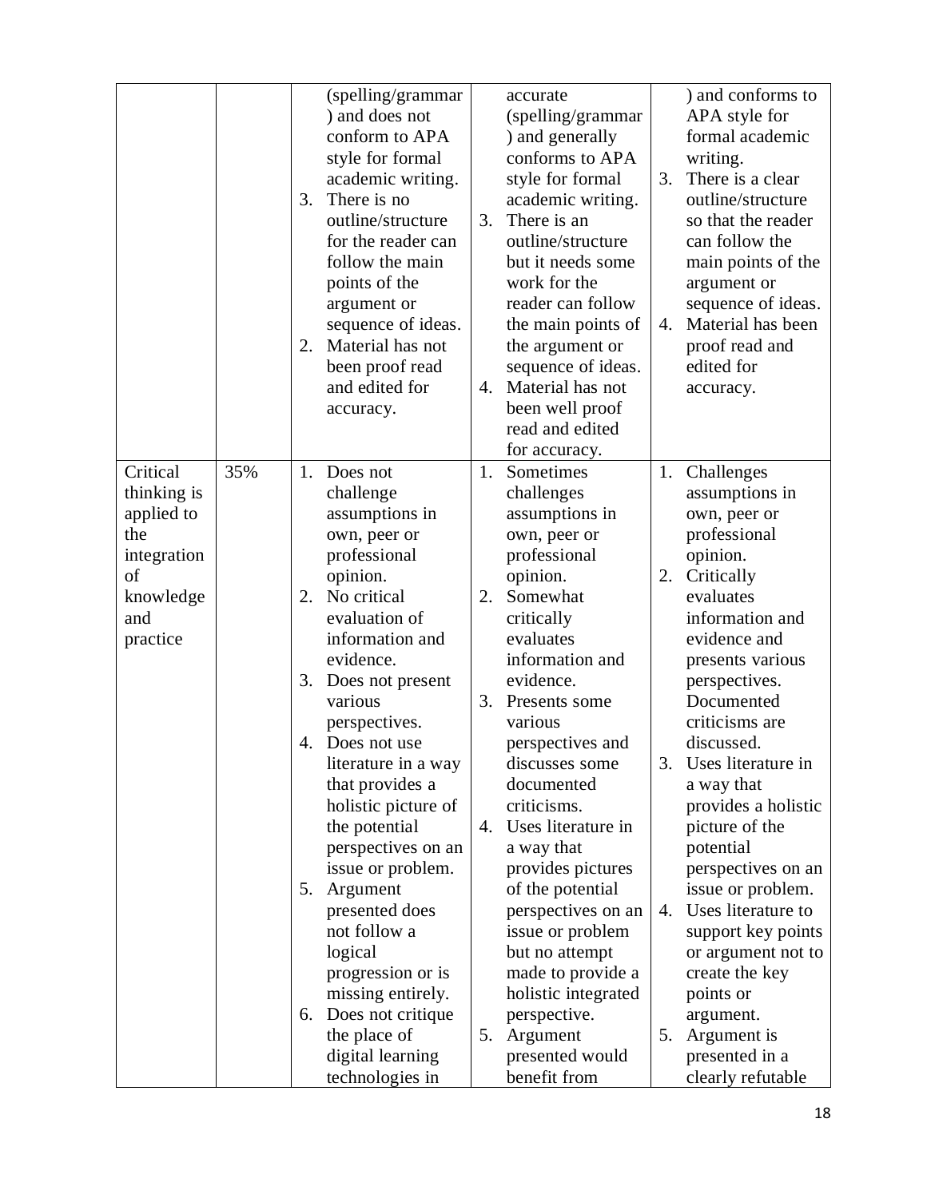| | | | | |
|---|---|---|---|---|
| | | (spelling/grammar) and does not conform to APA style for formal academic writing.<br>3. There is no outline/structure for the reader can follow the main points of the argument or sequence of ideas.<br>2. Material has not been proof read and edited for accuracy. | accurate (spelling/grammar) and generally conforms to APA style for formal academic writing.<br>3. There is an outline/structure but it needs some work for the reader can follow the main points of the argument or sequence of ideas.<br>4. Material has not been well proof read and edited for accuracy. | ) and conforms to APA style for formal academic writing.<br>3. There is a clear outline/structure so that the reader can follow the main points of the argument or sequence of ideas.<br>4. Material has been proof read and edited for accuracy. |
| Critical thinking is applied to the integration of knowledge and practice | 35% | 1. Does not challenge assumptions in own, peer or professional opinion.<br>2. No critical evaluation of information and evidence.<br>3. Does not present various perspectives.<br>4. Does not use literature in a way that provides a holistic picture of the potential perspectives on an issue or problem.<br>5. Argument presented does not follow a logical progression or is missing entirely.<br>6. Does not critique the place of digital learning technologies in | 1. Sometimes challenges assumptions in own, peer or professional opinion.<br>2. Somewhat critically evaluates information and evidence.<br>3. Presents some various perspectives and discusses some documented criticisms.<br>4. Uses literature in a way that provides pictures of the potential perspectives on an issue or problem but no attempt made to provide a holistic integrated perspective.<br>5. Argument presented would benefit from | 1. Challenges assumptions in own, peer or professional opinion.<br>2. Critically evaluates information and evidence and presents various perspectives. Documented criticisms are discussed.<br>3. Uses literature in a way that provides a holistic picture of the potential perspectives on an issue or problem.<br>4. Uses literature to support key points or argument not to create the key points or argument.<br>5. Argument is presented in a clearly refutable |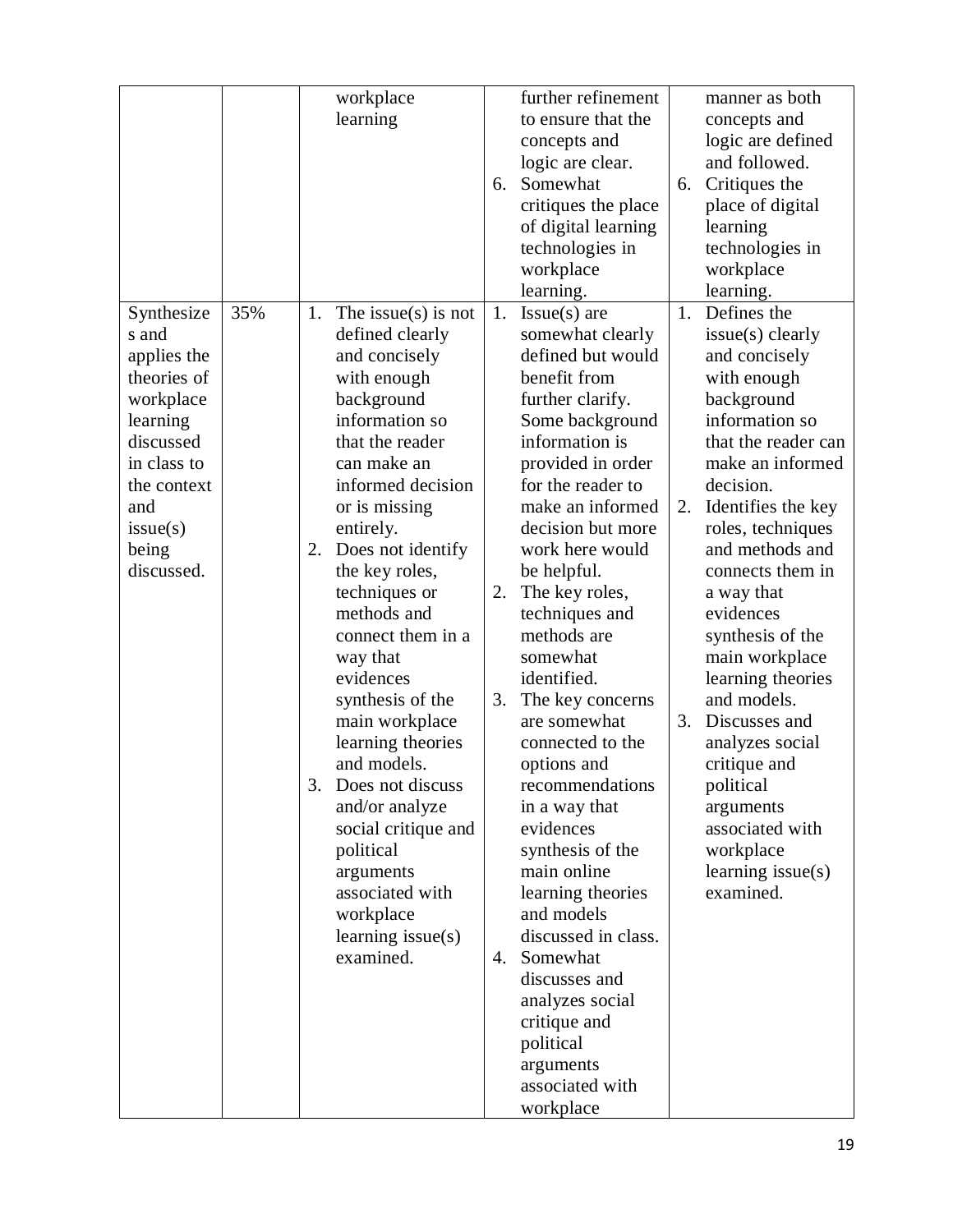| | | | | |
|---|---|---|---|---|
| | | workplace learning | further refinement to ensure that the concepts and logic are clear.<br>6. Somewhat critiques the place of digital learning technologies in workplace learning. | manner as both concepts and logic are defined and followed.<br>6. Critiques the place of digital learning technologies in workplace learning. |
| Synthesizes and applies the theories of workplace learning discussed in class to the context and issue(s) being discussed. | 35% | 1. The issue(s) is not defined clearly and concisely with enough background information so that the reader can make an informed decision or is missing entirely.<br>2. Does not identify the key roles, techniques or methods and connect them in a way that evidences synthesis of the main workplace learning theories and models.<br>3. Does not discuss and/or analyze social critique and political arguments associated with workplace learning issue(s) examined. | 1. Issue(s) are somewhat clearly defined but would benefit from further clarify. Some background information is provided in order for the reader to make an informed decision but more work here would be helpful.<br>2. The key roles, techniques and methods are somewhat identified.<br>3. The key concerns are somewhat connected to the options and recommendations in a way that evidences synthesis of the main online learning theories and models discussed in class.<br>4. Somewhat discusses and analyzes social critique and political arguments associated with workplace | 1. Defines the issue(s) clearly and concisely with enough background information so that the reader can make an informed decision.<br>2. Identifies the key roles, techniques and methods and connects them in a way that evidences synthesis of the main workplace learning theories and models.<br>3. Discusses and analyzes social critique and political arguments associated with workplace learning issue(s) examined. |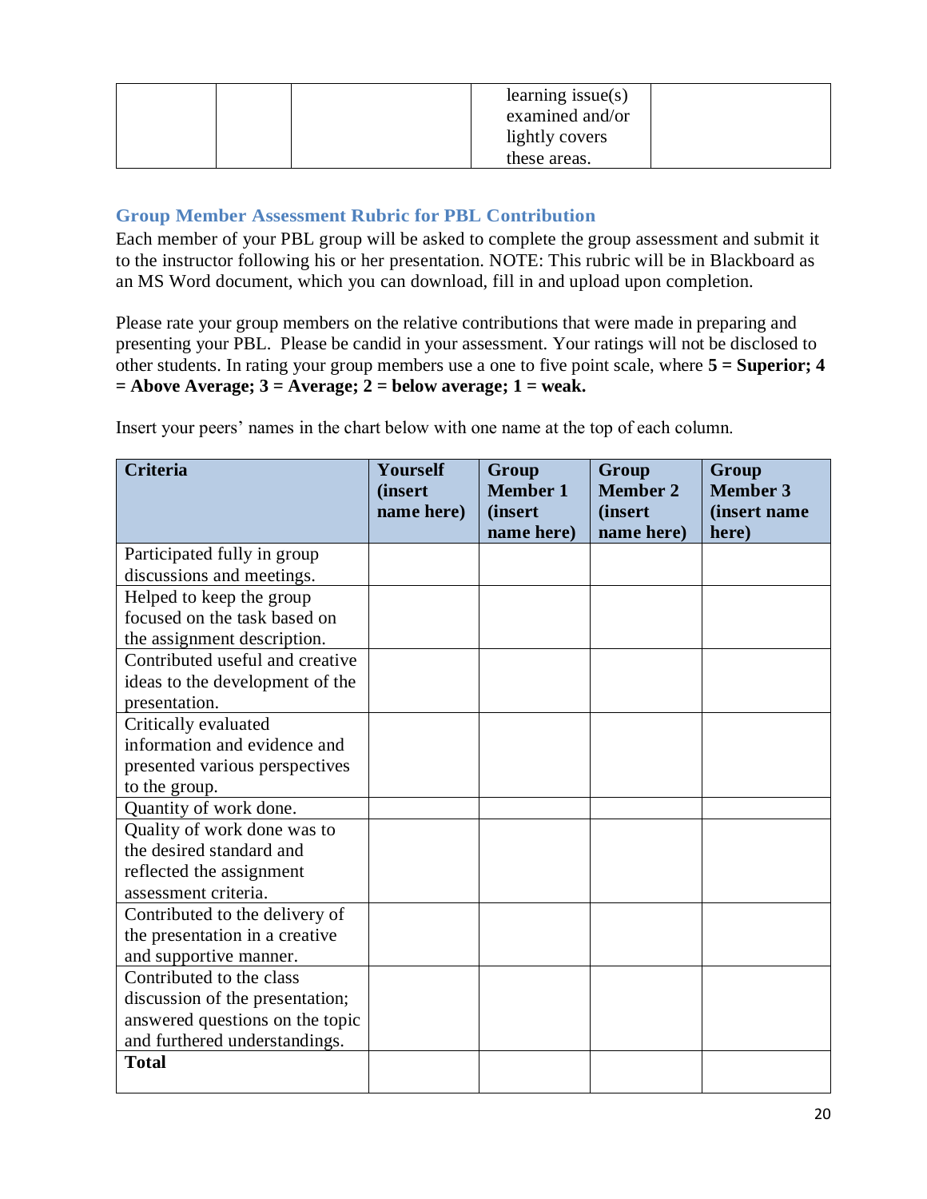|  |  |  | learning issue(s) examined and/or lightly covers these areas. |  |
|---|---|---|---|---|

### Group Member Assessment Rubric for PBL Contribution

Each member of your PBL group will be asked to complete the group assessment and submit it to the instructor following his or her presentation. NOTE: This rubric will be in Blackboard as an MS Word document, which you can download, fill in and upload upon completion.

Please rate your group members on the relative contributions that were made in preparing and presenting your PBL. Please be candid in your assessment. Your ratings will not be disclosed to other students. In rating your group members use a one to five point scale, where **5 = Superior; 4 = Above Average; 3 = Average; 2 = below average; 1 = weak.**

Insert your peers' names in the chart below with one name at the top of each column.

| Criteria | Yourself (insert name here) | Group Member 1 (insert name here) | Group Member 2 (insert name here) | Group Member 3 (insert name here) |
|---|---|---|---|---|
| Participated fully in group discussions and meetings. |  |  |  |  |
| Helped to keep the group focused on the task based on the assignment description. |  |  |  |  |
| Contributed useful and creative ideas to the development of the presentation. |  |  |  |  |
| Critically evaluated information and evidence and presented various perspectives to the group. |  |  |  |  |
| Quantity of work done. |  |  |  |  |
| Quality of work done was to the desired standard and reflected the assignment assessment criteria. |  |  |  |  |
| Contributed to the delivery of the presentation in a creative and supportive manner. |  |  |  |  |
| Contributed to the class discussion of the presentation; answered questions on the topic and furthered understandings. |  |  |  |  |
| **Total** |  |  |  |  |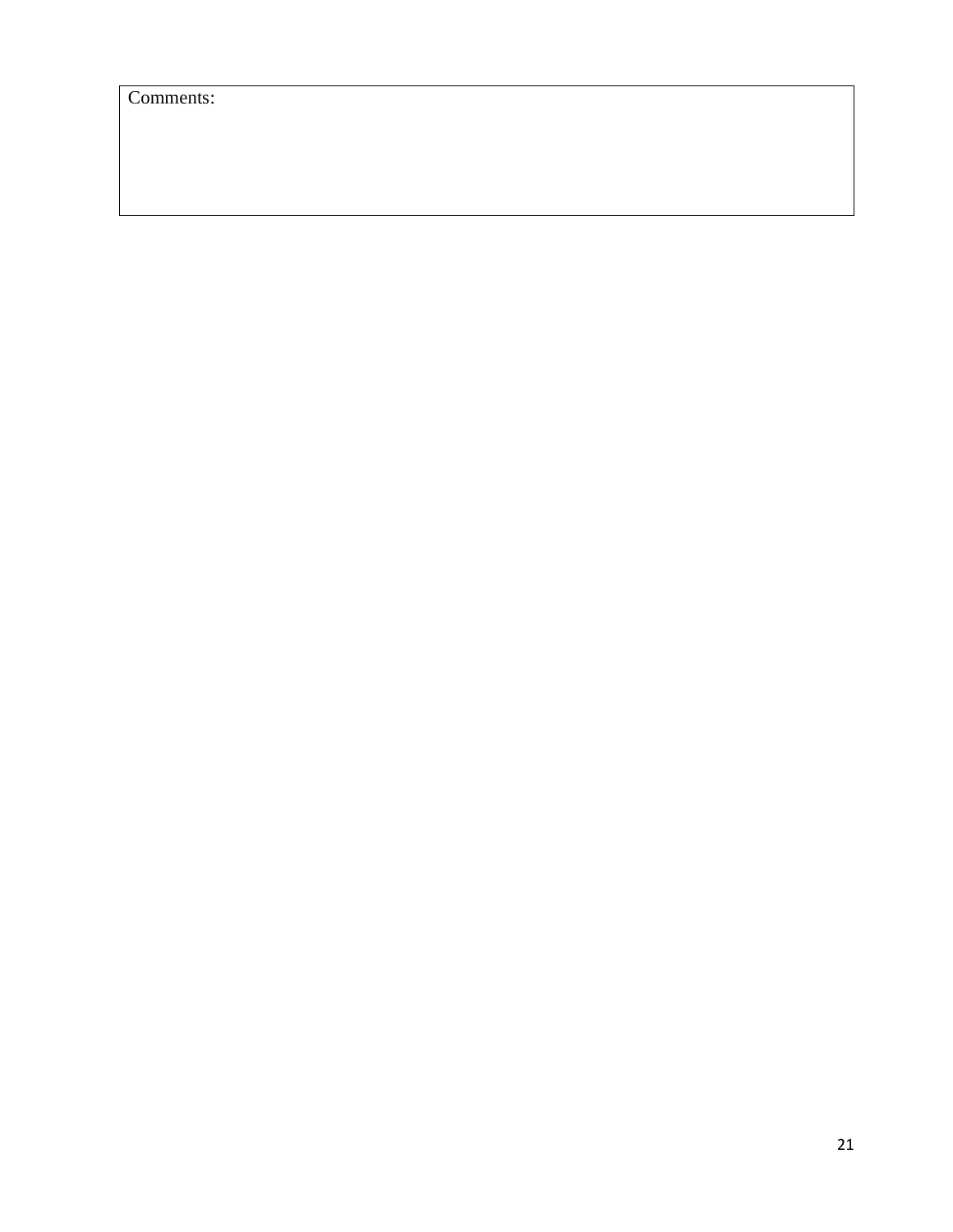| Comments: |
| --- |
| |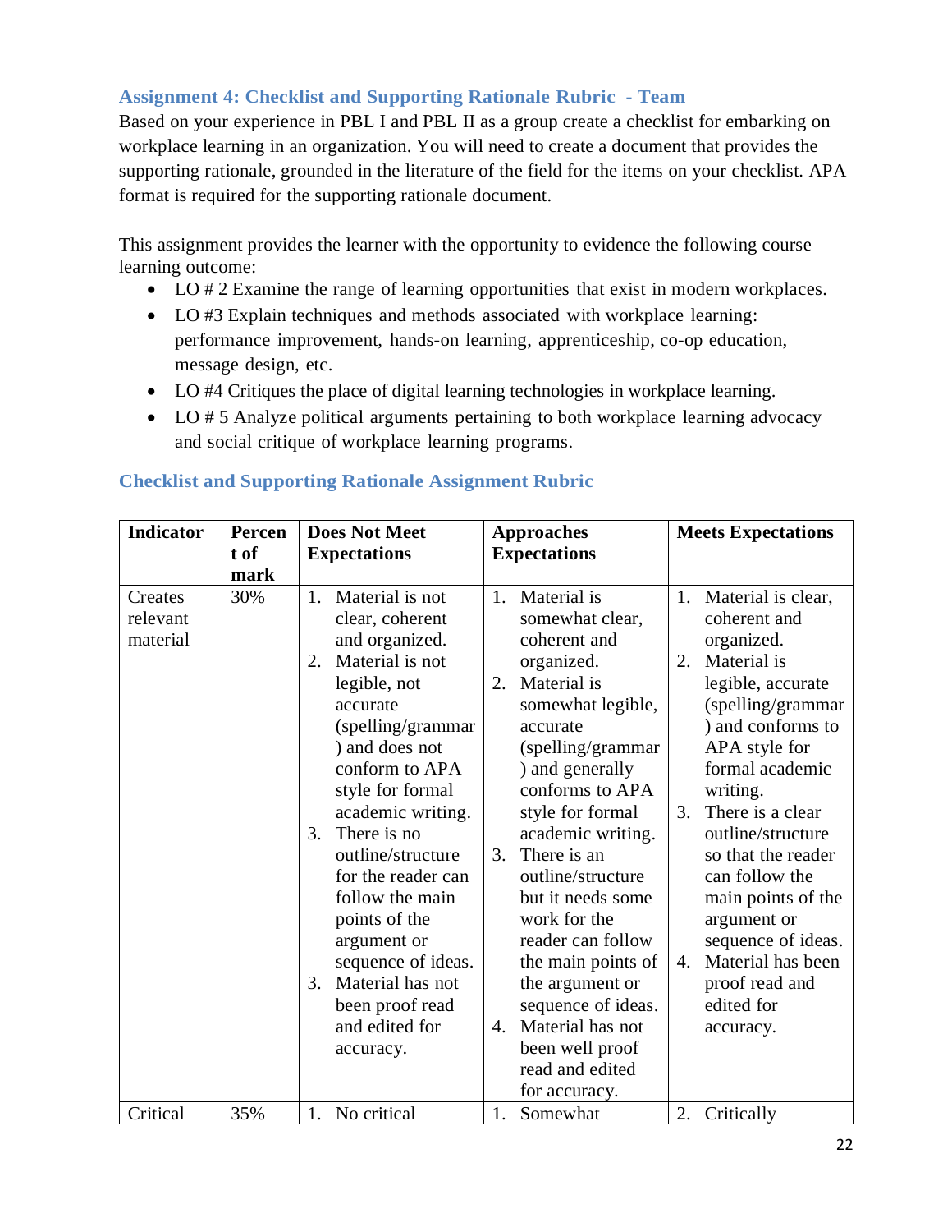### Assignment 4: Checklist and Supporting Rationale Rubric - Team

Based on your experience in PBL I and PBL II as a group create a checklist for embarking on workplace learning in an organization. You will need to create a document that provides the supporting rationale, grounded in the literature of the field for the items on your checklist. APA format is required for the supporting rationale document.

This assignment provides the learner with the opportunity to evidence the following course learning outcome:

- LO # 2 Examine the range of learning opportunities that exist in modern workplaces.
- LO #3 Explain techniques and methods associated with workplace learning: performance improvement, hands-on learning, apprenticeship, co-op education, message design, etc.
- LO #4 Critiques the place of digital learning technologies in workplace learning.
- LO # 5 Analyze political arguments pertaining to both workplace learning advocacy and social critique of workplace learning programs.

### Checklist and Supporting Rationale Assignment Rubric

| Indicator | Percent of mark | Does Not Meet Expectations | Approaches Expectations | Meets Expectations |
|---|---|---|---|---|
| Creates relevant material | 30% | 1. Material is not clear, coherent and organized.<br>2. Material is not legible, not accurate (spelling/grammar) and does not conform to APA style for formal academic writing.<br>3. There is no outline/structure for the reader can follow the main points of the argument or sequence of ideas.<br>3. Material has not been proof read and edited for accuracy. | 1. Material is somewhat clear, coherent and organized.<br>2. Material is somewhat legible, accurate (spelling/grammar) and generally conforms to APA style for formal academic writing.<br>3. There is an outline/structure but it needs some work for the reader can follow the main points of the argument or sequence of ideas.<br>4. Material has not been well proof read and edited for accuracy. | 1. Material is clear, coherent and organized.<br>2. Material is legible, accurate (spelling/grammar) and conforms to APA style for formal academic writing.<br>3. There is a clear outline/structure so that the reader can follow the main points of the argument or sequence of ideas.<br>4. Material has been proof read and edited for accuracy. |
| Critical | 35% | 1. No critical | 1. Somewhat | 2. Critically |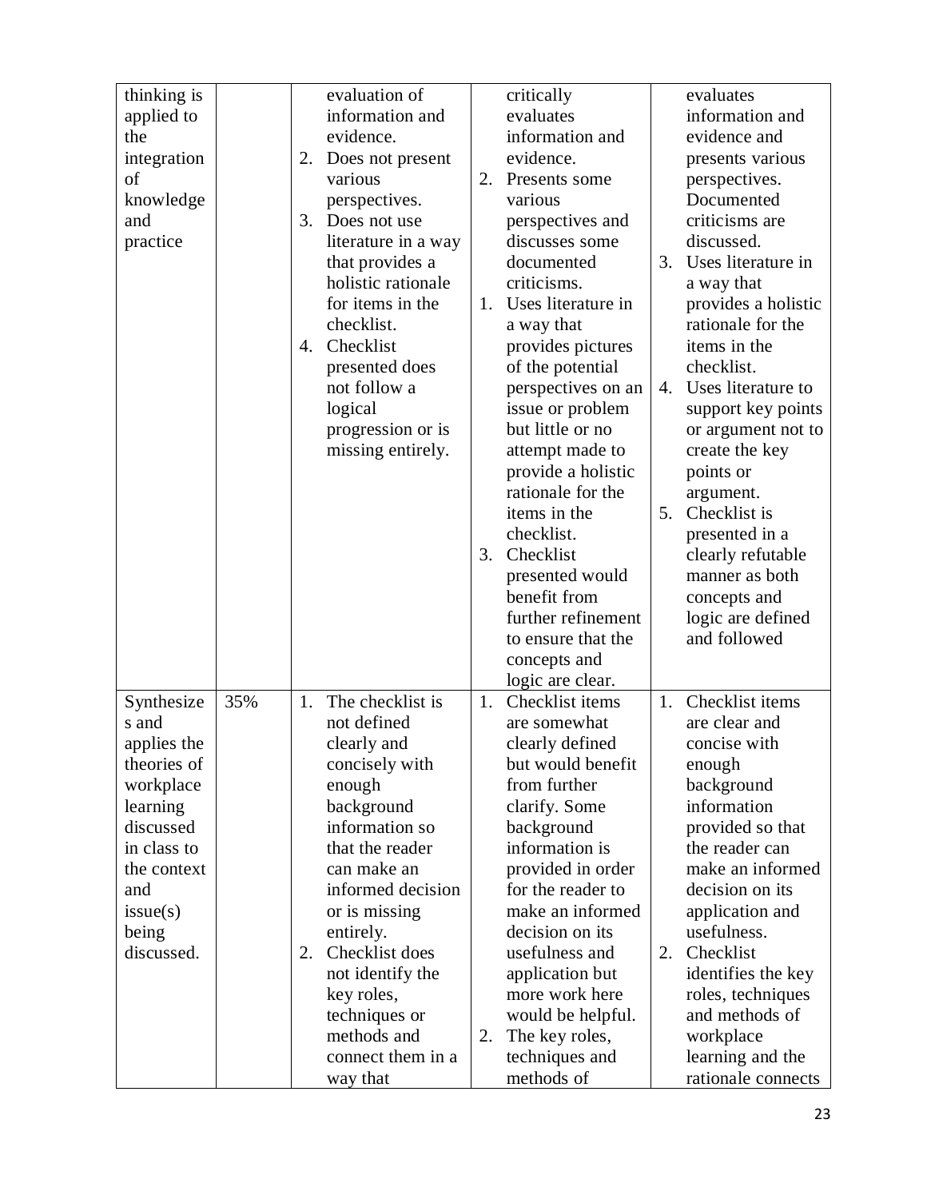| thinking is applied to the integration of knowledge and practice | | evaluation of information and evidence.<br>2. Does not present various perspectives.<br>3. Does not use literature in a way that provides a holistic rationale for items in the checklist.<br>4. Checklist presented does not follow a logical progression or is missing entirely. | critically evaluates information and evidence.<br>2. Presents some various perspectives and discusses some documented criticisms.<br>1. Uses literature in a way that provides pictures of the potential perspectives on an issue or problem but little or no attempt made to provide a holistic rationale for the items in the checklist.<br>3. Checklist presented would benefit from further refinement to ensure that the concepts and logic are clear. | evaluates information and evidence and presents various perspectives. Documented criticisms are discussed.<br>3. Uses literature in a way that provides a holistic rationale for the items in the checklist.<br>4. Uses literature to support key points or argument not to create the key points or argument.<br>5. Checklist is presented in a clearly refutable manner as both concepts and logic are defined and followed |
|---|---|---|---|---|
| Synthesizes and applies the theories of workplace learning discussed in class to the context and issue(s) being discussed. | 35% | 1. The checklist is not defined clearly and concisely with enough background information so that the reader can make an informed decision or is missing entirely.<br>2. Checklist does not identify the key roles, techniques or methods and connect them in a way that | 1. Checklist items are somewhat clearly defined but would benefit from further clarify. Some background information is provided in order for the reader to make an informed decision on its usefulness and application but more work here would be helpful.<br>2. The key roles, techniques and methods of | 1. Checklist items are clear and concise with enough background information provided so that the reader can make an informed decision on its application and usefulness.<br>2. Checklist identifies the key roles, techniques and methods of workplace learning and the rationale connects |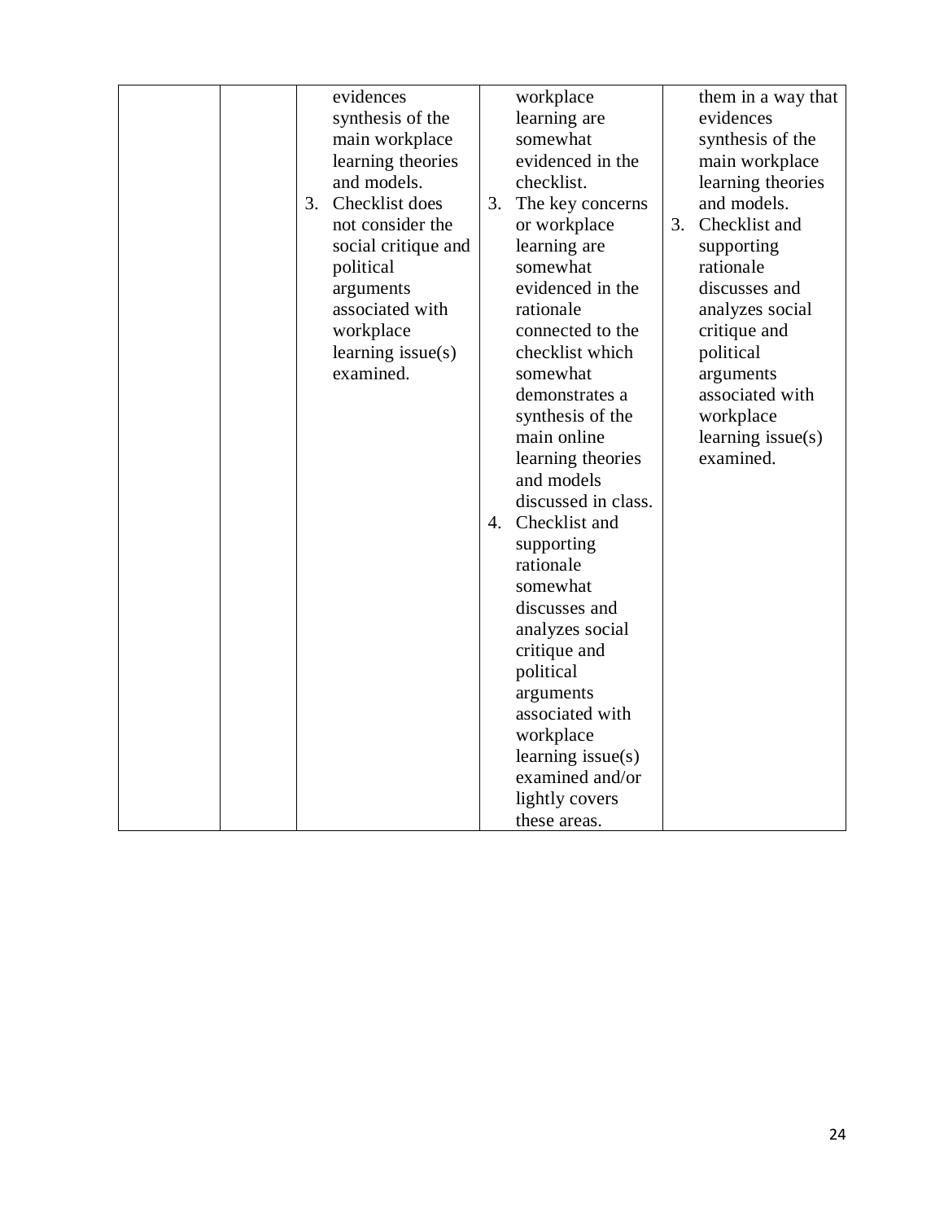| | | | | |
|---|---|---|---|---|
| | | evidences synthesis of the main workplace learning theories and models.<br>3. Checklist does not consider the social critique and political arguments associated with workplace learning issue(s) examined. | workplace learning are somewhat evidenced in the checklist.<br>3. The key concerns or workplace learning are somewhat evidenced in the rationale connected to the checklist which somewhat demonstrates a synthesis of the main online learning theories and models discussed in class.<br>4. Checklist and supporting rationale somewhat discusses and analyzes social critique and political arguments associated with workplace learning issue(s) examined and/or lightly covers these areas. | them in a way that evidences synthesis of the main workplace learning theories and models.<br>3. Checklist and supporting rationale discusses and analyzes social critique and political arguments associated with workplace learning issue(s) examined. |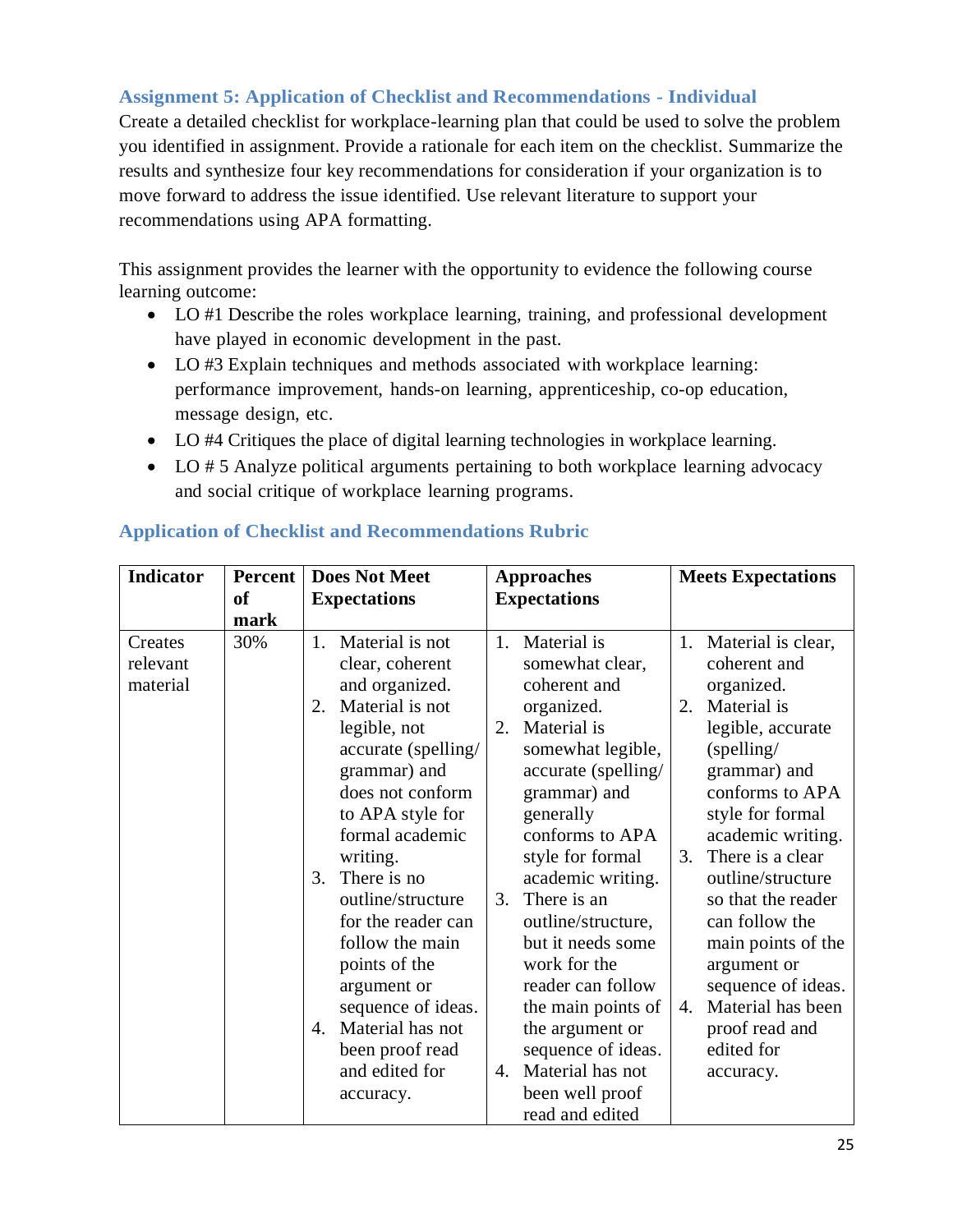### Assignment 5: Application of Checklist and Recommendations - Individual

Create a detailed checklist for workplace-learning plan that could be used to solve the problem you identified in assignment. Provide a rationale for each item on the checklist. Summarize the results and synthesize four key recommendations for consideration if your organization is to move forward to address the issue identified. Use relevant literature to support your recommendations using APA formatting.

This assignment provides the learner with the opportunity to evidence the following course learning outcome:

- LO #1 Describe the roles workplace learning, training, and professional development have played in economic development in the past.
- LO #3 Explain techniques and methods associated with workplace learning: performance improvement, hands-on learning, apprenticeship, co-op education, message design, etc.
- LO #4 Critiques the place of digital learning technologies in workplace learning.
- LO # 5 Analyze political arguments pertaining to both workplace learning advocacy and social critique of workplace learning programs.

### Application of Checklist and Recommendations Rubric

| Indicator | Percent of mark | Does Not Meet Expectations | Approaches Expectations | Meets Expectations |
|---|---|---|---|---|
| Creates relevant material | 30% | 1. Material is not clear, coherent and organized.<br>2. Material is not legible, not accurate (spelling/ grammar) and does not conform to APA style for formal academic writing.<br>3. There is no outline/structure for the reader can follow the main points of the argument or sequence of ideas.<br>4. Material has not been proof read and edited for accuracy. | 1. Material is somewhat clear, coherent and organized.<br>2. Material is somewhat legible, accurate (spelling/ grammar) and generally conforms to APA style for formal academic writing.<br>3. There is an outline/structure, but it needs some work for the reader can follow the main points of the argument or sequence of ideas.<br>4. Material has not been well proof read and edited | 1. Material is clear, coherent and organized.<br>2. Material is legible, accurate (spelling/ grammar) and conforms to APA style for formal academic writing.<br>3. There is a clear outline/structure so that the reader can follow the main points of the argument or sequence of ideas.<br>4. Material has been proof read and edited for accuracy. |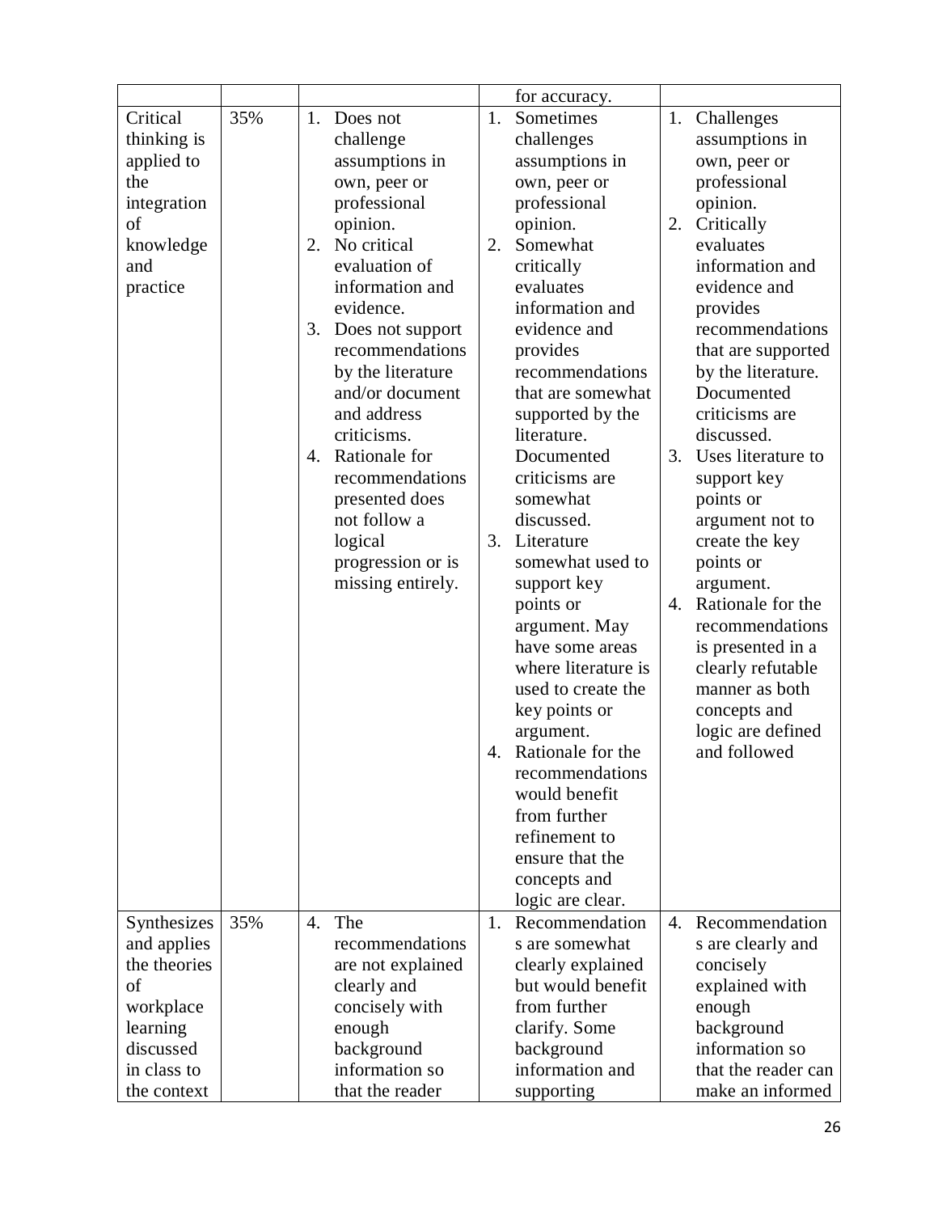| | | | | |
|---|---|---|---|---|
| | | | for accuracy. | |
| Critical thinking is applied to the integration of knowledge and practice | 35% | 1. Does not challenge assumptions in own, peer or professional opinion.<br>2. No critical evaluation of information and evidence.<br>3. Does not support recommendations by the literature and/or document and address criticisms.<br>4. Rationale for recommendations presented does not follow a logical progression or is missing entirely. | 1. Sometimes challenges assumptions in own, peer or professional opinion.<br>2. Somewhat critically evaluates information and evidence and provides recommendations that are somewhat supported by the literature. Documented criticisms are somewhat discussed.<br>3. Literature somewhat used to support key points or argument. May have some areas where literature is used to create the key points or argument.<br>4. Rationale for the recommendations would benefit from further refinement to ensure that the concepts and logic are clear. | 1. Challenges assumptions in own, peer or professional opinion.<br>2. Critically evaluates information and evidence and provides recommendations that are supported by the literature. Documented criticisms are discussed.<br>3. Uses literature to support key points or argument not to create the key points or argument.<br>4. Rationale for the recommendations is presented in a clearly refutable manner as both concepts and logic are defined and followed |
| Synthesizes and applies the theories of workplace learning discussed in class to the context | 35% | 4. The recommendations are not explained clearly and concisely with enough background information so that the reader | 1. Recommendation s are somewhat clearly explained but would benefit from further clarify. Some background information and supporting | 4. Recommendation s are clearly and concisely explained with enough background information so that the reader can make an informed |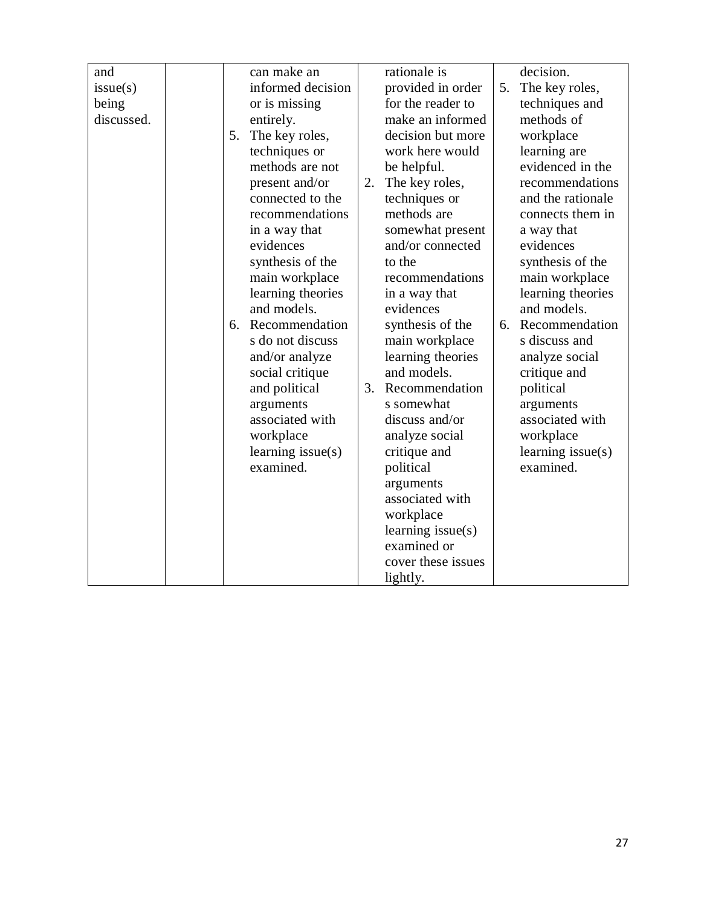| and issue(s) being discussed. | | can make an informed decision or is missing entirely.<br>5. The key roles, techniques or methods are not present and/or connected to the recommendations in a way that evidences synthesis of the main workplace learning theories and models.<br>6. Recommendations do not discuss and/or analyze social critique and political arguments associated with workplace learning issue(s) examined. | rationale is provided in order for the reader to make an informed decision but more work here would be helpful.<br>2. The key roles, techniques or methods are somewhat present and/or connected to the recommendations in a way that evidences synthesis of the main workplace learning theories and models.<br>3. Recommendations somewhat discuss and/or analyze social critique and political arguments associated with workplace learning issue(s) examined or cover these issues lightly. | decision.<br>5. The key roles, techniques and methods of workplace learning are evidenced in the recommendations and the rationale connects them in a way that evidences synthesis of the main workplace learning theories and models.<br>6. Recommendations discuss and analyze social critique and political arguments associated with workplace learning issue(s) examined. |
|---|---|---|---|---|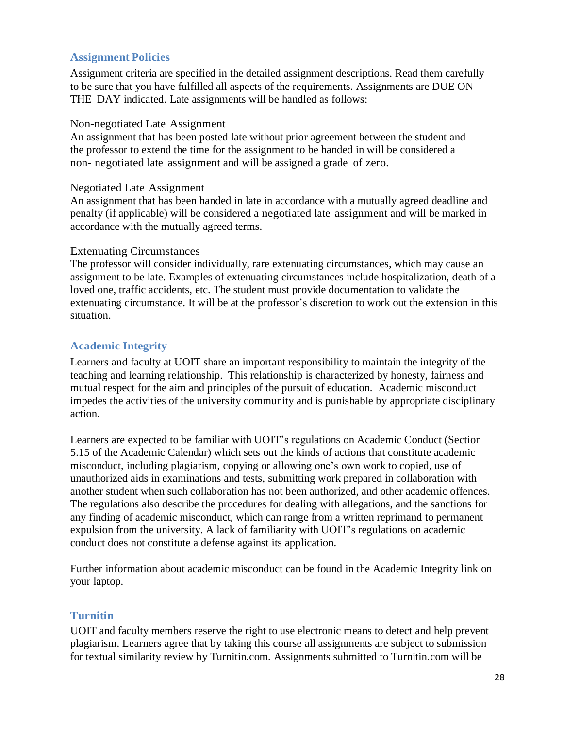## Assignment Policies

Assignment criteria are specified in the detailed assignment descriptions. Read them carefully to be sure that you have fulfilled all aspects of the requirements. Assignments are DUE ON THE DAY indicated. Late assignments will be handled as follows:

### Non-negotiated Late Assignment

An assignment that has been posted late without prior agreement between the student and the professor to extend the time for the assignment to be handed in will be considered a non- negotiated late assignment and will be assigned a grade of zero.

### Negotiated Late Assignment

An assignment that has been handed in late in accordance with a mutually agreed deadline and penalty (if applicable) will be considered a negotiated late assignment and will be marked in accordance with the mutually agreed terms.

### Extenuating Circumstances

The professor will consider individually, rare extenuating circumstances, which may cause an assignment to be late. Examples of extenuating circumstances include hospitalization, death of a loved one, traffic accidents, etc. The student must provide documentation to validate the extenuating circumstance. It will be at the professor's discretion to work out the extension in this situation.

## Academic Integrity

Learners and faculty at UOIT share an important responsibility to maintain the integrity of the teaching and learning relationship. This relationship is characterized by honesty, fairness and mutual respect for the aim and principles of the pursuit of education. Academic misconduct impedes the activities of the university community and is punishable by appropriate disciplinary action.

Learners are expected to be familiar with UOIT's regulations on Academic Conduct (Section 5.15 of the Academic Calendar) which sets out the kinds of actions that constitute academic misconduct, including plagiarism, copying or allowing one's own work to copied, use of unauthorized aids in examinations and tests, submitting work prepared in collaboration with another student when such collaboration has not been authorized, and other academic offences. The regulations also describe the procedures for dealing with allegations, and the sanctions for any finding of academic misconduct, which can range from a written reprimand to permanent expulsion from the university. A lack of familiarity with UOIT's regulations on academic conduct does not constitute a defense against its application.

Further information about academic misconduct can be found in the Academic Integrity link on your laptop.

## Turnitin

UOIT and faculty members reserve the right to use electronic means to detect and help prevent plagiarism. Learners agree that by taking this course all assignments are subject to submission for textual similarity review by Turnitin.com. Assignments submitted to Turnitin.com will be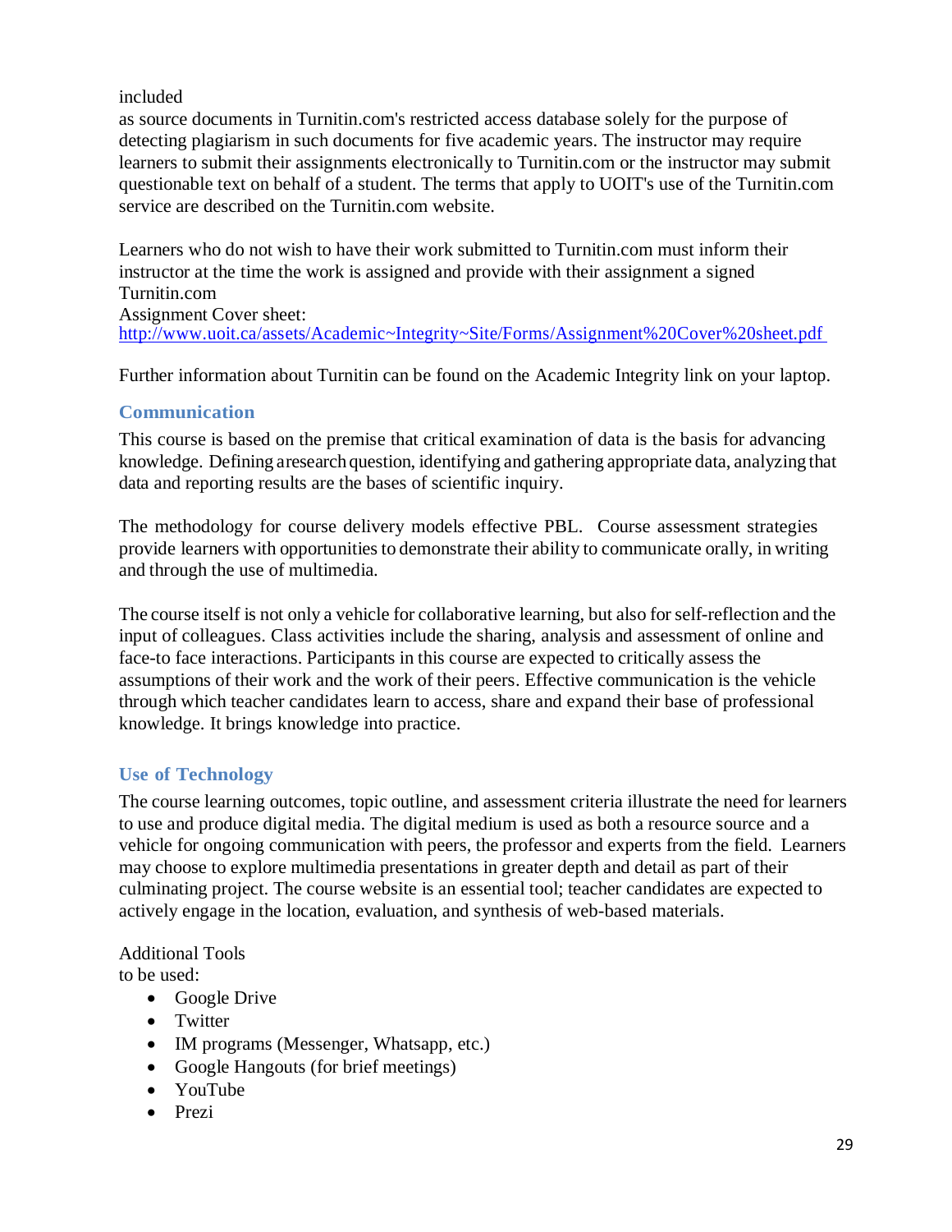included
as source documents in Turnitin.com's restricted access database solely for the purpose of detecting plagiarism in such documents for five academic years. The instructor may require learners to submit their assignments electronically to Turnitin.com or the instructor may submit questionable text on behalf of a student. The terms that apply to UOIT's use of the Turnitin.com service are described on the Turnitin.com website.

Learners who do not wish to have their work submitted to Turnitin.com must inform their instructor at the time the work is assigned and provide with their assignment a signed Turnitin.com
Assignment Cover sheet:
http://www.uoit.ca/assets/Academic~Integrity~Site/Forms/Assignment%20Cover%20sheet.pdf

Further information about Turnitin can be found on the Academic Integrity link on your laptop.

### Communication

This course is based on the premise that critical examination of data is the basis for advancing knowledge. Defining a research question, identifying and gathering appropriate data, analyzing that data and reporting results are the bases of scientific inquiry.

The methodology for course delivery models effective PBL. Course assessment strategies provide learners with opportunities to demonstrate their ability to communicate orally, in writing and through the use of multimedia.

The course itself is not only a vehicle for collaborative learning, but also for self-reflection and the input of colleagues. Class activities include the sharing, analysis and assessment of online and face-to face interactions. Participants in this course are expected to critically assess the assumptions of their work and the work of their peers. Effective communication is the vehicle through which teacher candidates learn to access, share and expand their base of professional knowledge. It brings knowledge into practice.

### Use of Technology

The course learning outcomes, topic outline, and assessment criteria illustrate the need for learners to use and produce digital media. The digital medium is used as both a resource source and a vehicle for ongoing communication with peers, the professor and experts from the field. Learners may choose to explore multimedia presentations in greater depth and detail as part of their culminating project. The course website is an essential tool; teacher candidates are expected to actively engage in the location, evaluation, and synthesis of web-based materials.

Additional Tools
to be used:

- Google Drive
- Twitter
- IM programs (Messenger, Whatsapp, etc.)
- Google Hangouts (for brief meetings)
- YouTube
- Prezi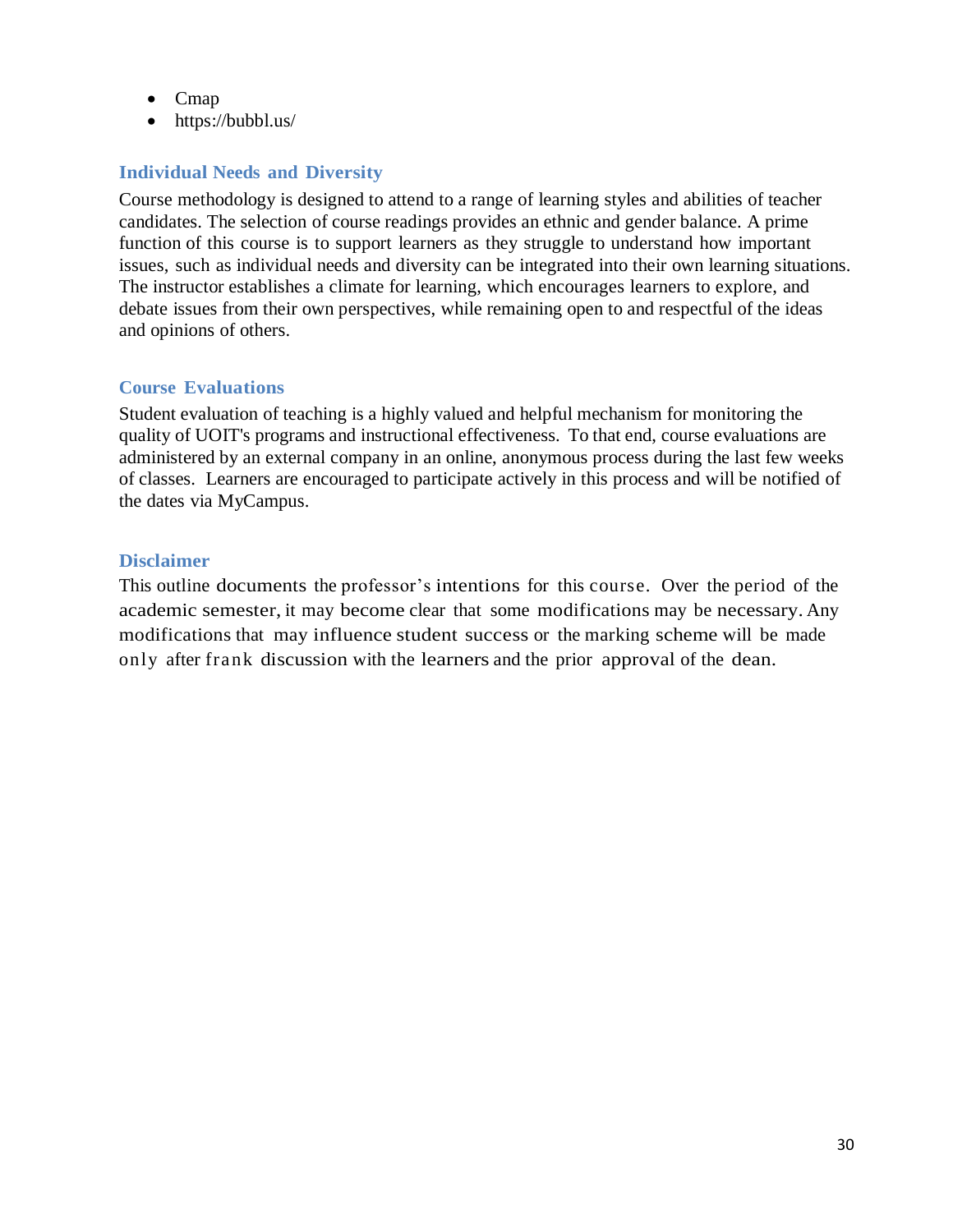- Cmap
- https://bubbl.us/

### Individual Needs and Diversity

Course methodology is designed to attend to a range of learning styles and abilities of teacher candidates. The selection of course readings provides an ethnic and gender balance. A prime function of this course is to support learners as they struggle to understand how important issues, such as individual needs and diversity can be integrated into their own learning situations. The instructor establishes a climate for learning, which encourages learners to explore, and debate issues from their own perspectives, while remaining open to and respectful of the ideas and opinions of others.

### Course Evaluations

Student evaluation of teaching is a highly valued and helpful mechanism for monitoring the quality of UOIT's programs and instructional effectiveness. To that end, course evaluations are administered by an external company in an online, anonymous process during the last few weeks of classes. Learners are encouraged to participate actively in this process and will be notified of the dates via MyCampus.

### Disclaimer

This outline documents the professor's intentions for this course. Over the period of the academic semester, it may become clear that some modifications may be necessary. Any modifications that may influence student success or the marking scheme will be made only after frank discussion with the learners and the prior approval of the dean.